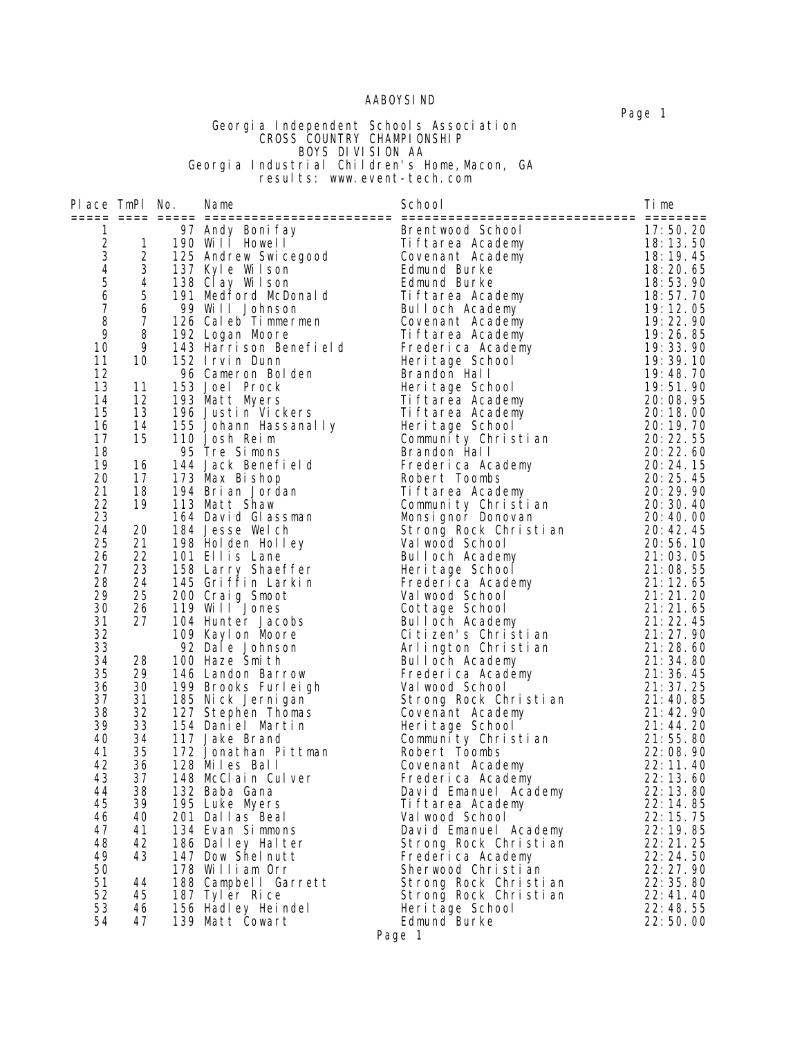AABOYSIND

Georgia Independent Schools Association
CROSS COUNTRY CHAMPIONSHIP
BOYS DIVISION AA
Georgia Industrial Children's Home, Macon, GA
results: www.event-tech.com

| Place | TmPl | No. | Name | School | Time |
|---|---|---|---|---|---|
| 1 | | 97 | Andy Bonifay | Brentwood School | 17:50.20 |
| 2 | 1 | 190 | Will Howell | Tiftarea Academy | 18:13.50 |
| 3 | 2 | 125 | Andrew Swicegood | Covenant Academy | 18:19.45 |
| 4 | 3 | 137 | Kyle Wilson | Edmund Burke | 18:20.65 |
| 5 | 4 | 138 | Clay Wilson | Edmund Burke | 18:53.90 |
| 6 | 5 | 191 | Medford McDonald | Tiftarea Academy | 18:57.70 |
| 7 | 6 | 99 | Will Johnson | Bulloch Academy | 19:12.05 |
| 8 | 7 | 126 | Caleb Timmermen | Covenant Academy | 19:22.90 |
| 9 | 8 | 192 | Logan Moore | Tiftarea Academy | 19:26.85 |
| 10 | 9 | 143 | Harrison Benefield | Frederica Academy | 19:33.90 |
| 11 | 10 | 152 | Irvin Dunn | Heritage School | 19:39.10 |
| 12 | | 96 | Cameron Bolden | Brandon Hall | 19:48.70 |
| 13 | 11 | 153 | Joel Prock | Heritage School | 19:51.90 |
| 14 | 12 | 193 | Matt Myers | Tiftarea Academy | 20:08.95 |
| 15 | 13 | 196 | Justin Vickers | Tiftarea Academy | 20:18.00 |
| 16 | 14 | 155 | Johann Hassanally | Heritage School | 20:19.70 |
| 17 | 15 | 110 | Josh Reim | Community Christian | 20:22.55 |
| 18 | | 95 | Tre Simons | Brandon Hall | 20:22.60 |
| 19 | 16 | 144 | Jack Benefield | Frederica Academy | 20:24.15 |
| 20 | 17 | 173 | Max Bishop | Robert Toombs | 20:25.45 |
| 21 | 18 | 194 | Brian Jordan | Tiftarea Academy | 20:29.90 |
| 22 | 19 | 113 | Matt Shaw | Community Christian | 20:30.40 |
| 23 | | 164 | David Glassman | Monsignor Donovan | 20:40.00 |
| 24 | 20 | 184 | Jesse Welch | Strong Rock Christian | 20:42.45 |
| 25 | 21 | 198 | Holden Holley | Valwood School | 20:56.10 |
| 26 | 22 | 101 | Ellis Lane | Bulloch Academy | 21:03.05 |
| 27 | 23 | 158 | Larry Shaeffer | Heritage School | 21:08.55 |
| 28 | 24 | 145 | Griffin Larkin | Frederica Academy | 21:12.65 |
| 29 | 25 | 200 | Craig Smoot | Valwood School | 21:21.20 |
| 30 | 26 | 119 | Will Jones | Cottage School | 21:21.65 |
| 31 | 27 | 104 | Hunter Jacobs | Bulloch Academy | 21:22.45 |
| 32 | | 109 | Kaylon Moore | Citizen's Christian | 21:27.90 |
| 33 | | 92 | Dale Johnson | Arlington Christian | 21:28.60 |
| 34 | 28 | 100 | Haze Smith | Bulloch Academy | 21:34.80 |
| 35 | 29 | 146 | Landon Barrow | Frederica Academy | 21:36.45 |
| 36 | 30 | 199 | Brooks Furleigh | Valwood School | 21:37.25 |
| 37 | 31 | 185 | Nick Jernigan | Strong Rock Christian | 21:40.85 |
| 38 | 32 | 127 | Stephen Thomas | Covenant Academy | 21:42.90 |
| 39 | 33 | 154 | Daniel Martin | Heritage School | 21:44.20 |
| 40 | 34 | 117 | Jake Brand | Community Christian | 21:55.80 |
| 41 | 35 | 172 | Jonathan Pittman | Robert Toombs | 22:08.90 |
| 42 | 36 | 128 | Miles Ball | Covenant Academy | 22:11.40 |
| 43 | 37 | 148 | McClain Culver | Frederica Academy | 22:13.60 |
| 44 | 38 | 132 | Baba Gana | David Emanuel Academy | 22:13.80 |
| 45 | 39 | 195 | Luke Myers | Tiftarea Academy | 22:14.85 |
| 46 | 40 | 201 | Dallas Beal | Valwood School | 22:15.75 |
| 47 | 41 | 134 | Evan Simmons | David Emanuel Academy | 22:19.85 |
| 48 | 42 | 186 | Dalley Halter | Strong Rock Christian | 22:21.25 |
| 49 | 43 | 147 | Dow Shelnutt | Frederica Academy | 22:24.50 |
| 50 | | 178 | William Orr | Sherwood Christian | 22:27.90 |
| 51 | 44 | 188 | Campbell Garrett | Strong Rock Christian | 22:35.80 |
| 52 | 45 | 187 | Tyler Rice | Strong Rock Christian | 22:41.40 |
| 53 | 46 | 156 | Hadley Heindel | Heritage School | 22:48.55 |
| 54 | 47 | 139 | Matt Cowart | Edmund Burke | 22:50.00 |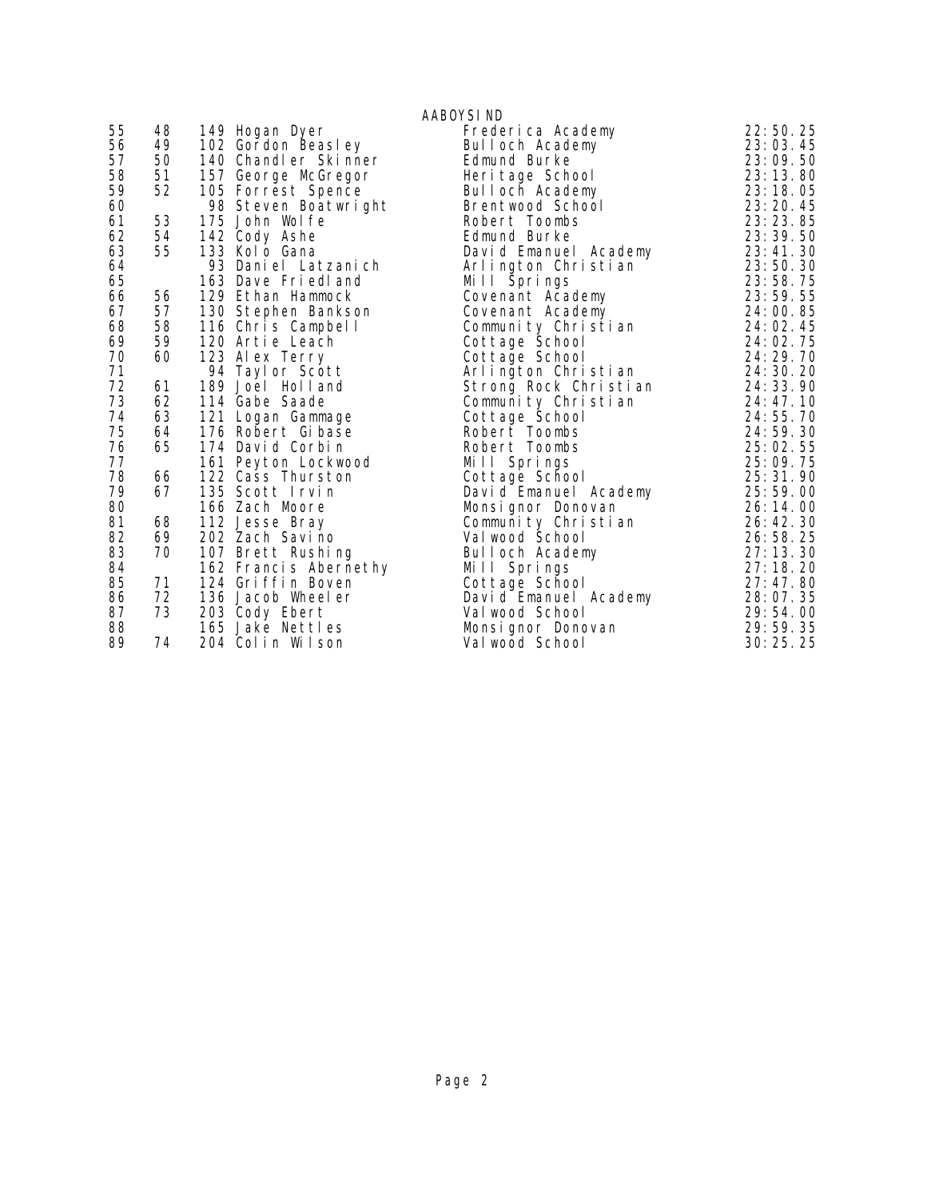AABOYSIND

| | | | | | |
|---|---|---|---|---|---|
| 55 | 48 | 149 | Hogan Dyer | Frederica Academy | 22:50.25 |
| 56 | 49 | 102 | Gordon Beasley | Bulloch Academy | 23:03.45 |
| 57 | 50 | 140 | Chandler Skinner | Edmund Burke | 23:09.50 |
| 58 | 51 | 157 | George McGregor | Heritage School | 23:13.80 |
| 59 | 52 | 105 | Forrest Spence | Bulloch Academy | 23:18.05 |
| 60 | | 98 | Steven Boatwright | Brentwood School | 23:20.45 |
| 61 | 53 | 175 | John Wolfe | Robert Toombs | 23:23.85 |
| 62 | 54 | 142 | Cody Ashe | Edmund Burke | 23:39.50 |
| 63 | 55 | 133 | Kolo Gana | David Emanuel Academy | 23:41.30 |
| 64 | | 93 | Daniel Latzanich | Arlington Christian | 23:50.30 |
| 65 | | 163 | Dave Friedland | Mill Springs | 23:58.75 |
| 66 | 56 | 129 | Ethan Hammock | Covenant Academy | 23:59.55 |
| 67 | 57 | 130 | Stephen Bankson | Covenant Academy | 24:00.85 |
| 68 | 58 | 116 | Chris Campbell | Community Christian | 24:02.45 |
| 69 | 59 | 120 | Artie Leach | Cottage School | 24:02.75 |
| 70 | 60 | 123 | Alex Terry | Cottage School | 24:29.70 |
| 71 | | 94 | Taylor Scott | Arlington Christian | 24:30.20 |
| 72 | 61 | 189 | Joel Holland | Strong Rock Christian | 24:33.90 |
| 73 | 62 | 114 | Gabe Saade | Community Christian | 24:47.10 |
| 74 | 63 | 121 | Logan Gammage | Cottage School | 24:55.70 |
| 75 | 64 | 176 | Robert Gibase | Robert Toombs | 24:59.30 |
| 76 | 65 | 174 | David Corbin | Robert Toombs | 25:02.55 |
| 77 | | 161 | Peyton Lockwood | Mill Springs | 25:09.75 |
| 78 | 66 | 122 | Cass Thurston | Cottage School | 25:31.90 |
| 79 | 67 | 135 | Scott Irvin | David Emanuel Academy | 25:59.00 |
| 80 | | 166 | Zach Moore | Monsignor Donovan | 26:14.00 |
| 81 | 68 | 112 | Jesse Bray | Community Christian | 26:42.30 |
| 82 | 69 | 202 | Zach Savino | Valwood School | 26:58.25 |
| 83 | 70 | 107 | Brett Rushing | Bulloch Academy | 27:13.30 |
| 84 | | 162 | Francis Abernethy | Mill Springs | 27:18.20 |
| 85 | 71 | 124 | Griffin Boven | Cottage School | 27:47.80 |
| 86 | 72 | 136 | Jacob Wheeler | David Emanuel Academy | 28:07.35 |
| 87 | 73 | 203 | Cody Ebert | Valwood School | 29:54.00 |
| 88 | | 165 | Jake Nettles | Monsignor Donovan | 29:59.35 |
| 89 | 74 | 204 | Colin Wilson | Valwood School | 30:25.25 |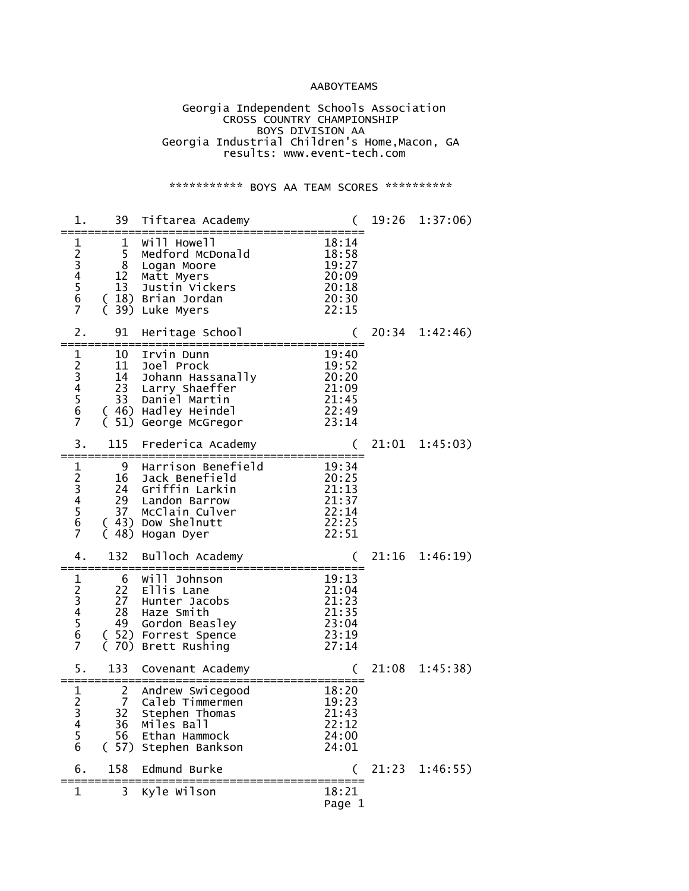AABOYTEAMS

# Georgia Independent Schools Association
## CROSS COUNTRY CHAMPIONSHIP
### BOYS DIVISION AA
Georgia Industrial Children's Home,Macon, GA

results: www.event-tech.com

*********** BOYS AA TEAM SCORES **********

| Place | Score | Team | | Avg | Total |
|---|---|---|---|---|---|
| 1. | 39 | Tiftarea Academy | | 19:26 | 1:37:06 |
| 1 | 1 | Will Howell | 18:14 | | |
| 2 | 5 | Medford McDonald | 18:58 | | |
| 3 | 8 | Logan Moore | 19:27 | | |
| 4 | 12 | Matt Myers | 20:09 | | |
| 5 | 13 | Justin Vickers | 20:18 | | |
| 6 | (18) | Brian Jordan | 20:30 | | |
| 7 | (39) | Luke Myers | 22:15 | | |
| 2. | 91 | Heritage School | | 20:34 | 1:42:46 |
| 1 | 10 | Irvin Dunn | 19:40 | | |
| 2 | 11 | Joel Prock | 19:52 | | |
| 3 | 14 | Johann Hassanally | 20:20 | | |
| 4 | 23 | Larry Shaeffer | 21:09 | | |
| 5 | 33 | Daniel Martin | 21:45 | | |
| 6 | (46) | Hadley Heindel | 22:49 | | |
| 7 | (51) | George McGregor | 23:14 | | |
| 3. | 115 | Frederica Academy | | 21:01 | 1:45:03 |
| 1 | 9 | Harrison Benefield | 19:34 | | |
| 2 | 16 | Jack Benefield | 20:25 | | |
| 3 | 24 | Griffin Larkin | 21:13 | | |
| 4 | 29 | Landon Barrow | 21:37 | | |
| 5 | 37 | McClain Culver | 22:14 | | |
| 6 | (43) | Dow Shelnutt | 22:25 | | |
| 7 | (48) | Hogan Dyer | 22:51 | | |
| 4. | 132 | Bulloch Academy | | 21:16 | 1:46:19 |
| 1 | 6 | Will Johnson | 19:13 | | |
| 2 | 22 | Ellis Lane | 21:04 | | |
| 3 | 27 | Hunter Jacobs | 21:23 | | |
| 4 | 28 | Haze Smith | 21:35 | | |
| 5 | 49 | Gordon Beasley | 23:04 | | |
| 6 | (52) | Forrest Spence | 23:19 | | |
| 7 | (70) | Brett Rushing | 27:14 | | |
| 5. | 133 | Covenant Academy | | 21:08 | 1:45:38 |
| 1 | 2 | Andrew Swicegood | 18:20 | | |
| 2 | 7 | Caleb Timmermen | 19:23 | | |
| 3 | 32 | Stephen Thomas | 21:43 | | |
| 4 | 36 | Miles Ball | 22:12 | | |
| 5 | 56 | Ethan Hammock | 24:00 | | |
| 6 | (57) | Stephen Bankson | 24:01 | | |
| 6. | 158 | Edmund Burke | | 21:23 | 1:46:55 |
| 1 | 3 | Kyle Wilson | 18:21 | | |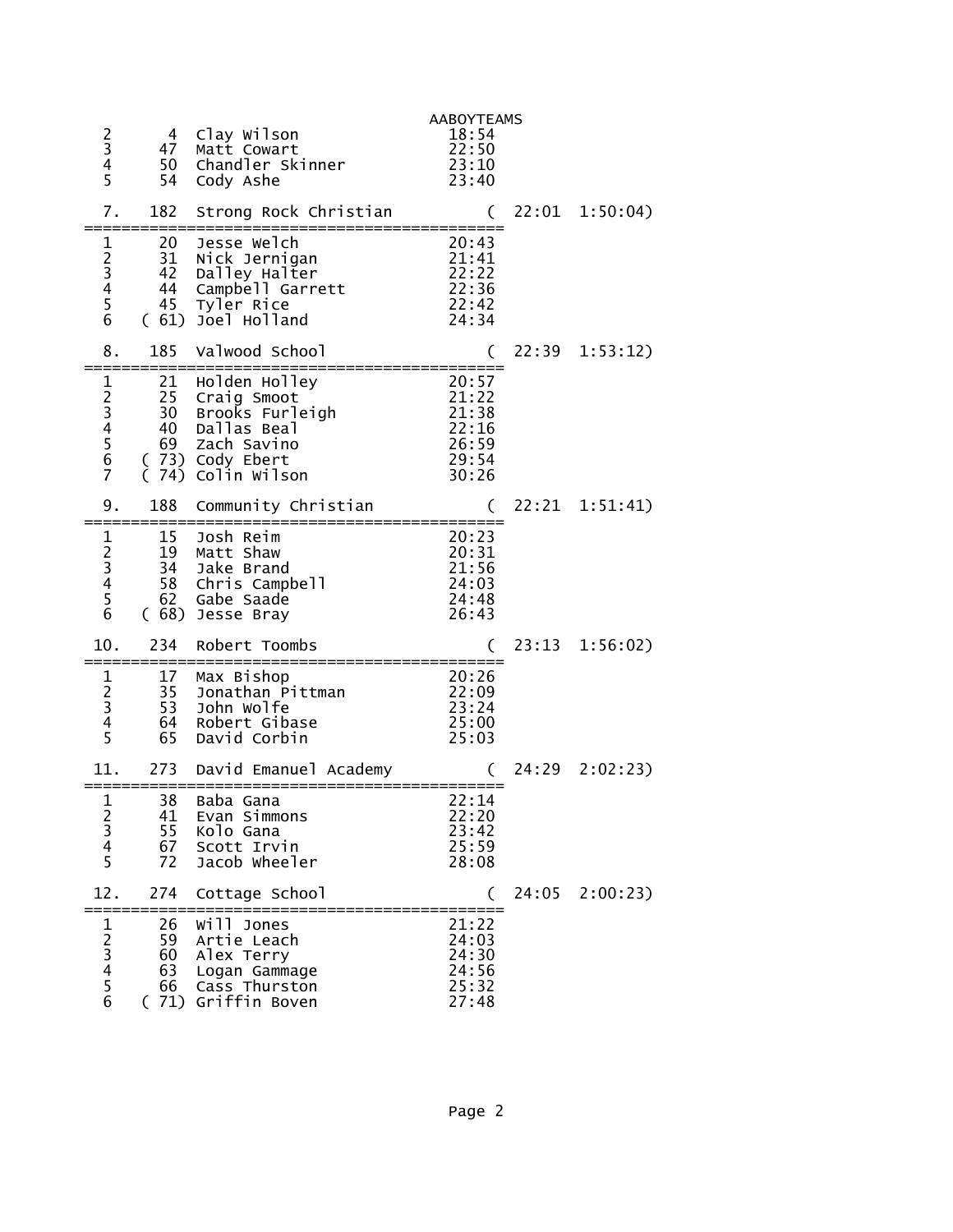AABOYTEAMS

| | | | |
|---|---|---|---|
| 2 | 4 | Clay Wilson | 18:54 |
| 3 | 47 | Matt Cowart | 22:50 |
| 4 | 50 | Chandler Skinner | 23:10 |
| 5 | 54 | Cody Ashe | 23:40 |

7. 182 Strong Rock Christian ( 22:01 1:50:04)

| | | | |
|---|---|---|---|
| 1 | 20 | Jesse Welch | 20:43 |
| 2 | 31 | Nick Jernigan | 21:41 |
| 3 | 42 | Dalley Halter | 22:22 |
| 4 | 44 | Campbell Garrett | 22:36 |
| 5 | 45 | Tyler Rice | 22:42 |
| 6 | ( 61) | Joel Holland | 24:34 |

8. 185 Valwood School ( 22:39 1:53:12)

| | | | |
|---|---|---|---|
| 1 | 21 | Holden Holley | 20:57 |
| 2 | 25 | Craig Smoot | 21:22 |
| 3 | 30 | Brooks Furleigh | 21:38 |
| 4 | 40 | Dallas Beal | 22:16 |
| 5 | 69 | Zach Savino | 26:59 |
| 6 | ( 73) | Cody Ebert | 29:54 |
| 7 | ( 74) | Colin Wilson | 30:26 |

9. 188 Community Christian ( 22:21 1:51:41)

| | | | |
|---|---|---|---|
| 1 | 15 | Josh Reim | 20:23 |
| 2 | 19 | Matt Shaw | 20:31 |
| 3 | 34 | Jake Brand | 21:56 |
| 4 | 58 | Chris Campbell | 24:03 |
| 5 | 62 | Gabe Saade | 24:48 |
| 6 | ( 68) | Jesse Bray | 26:43 |

10. 234 Robert Toombs ( 23:13 1:56:02)

| | | | |
|---|---|---|---|
| 1 | 17 | Max Bishop | 20:26 |
| 2 | 35 | Jonathan Pittman | 22:09 |
| 3 | 53 | John Wolfe | 23:24 |
| 4 | 64 | Robert Gibase | 25:00 |
| 5 | 65 | David Corbin | 25:03 |

11. 273 David Emanuel Academy ( 24:29 2:02:23)

| | | | |
|---|---|---|---|
| 1 | 38 | Baba Gana | 22:14 |
| 2 | 41 | Evan Simmons | 22:20 |
| 3 | 55 | Kolo Gana | 23:42 |
| 4 | 67 | Scott Irvin | 25:59 |
| 5 | 72 | Jacob Wheeler | 28:08 |

12. 274 Cottage School ( 24:05 2:00:23)

| | | | |
|---|---|---|---|
| 1 | 26 | Will Jones | 21:22 |
| 2 | 59 | Artie Leach | 24:03 |
| 3 | 60 | Alex Terry | 24:30 |
| 4 | 63 | Logan Gammage | 24:56 |
| 5 | 66 | Cass Thurston | 25:32 |
| 6 | ( 71) | Griffin Boven | 27:48 |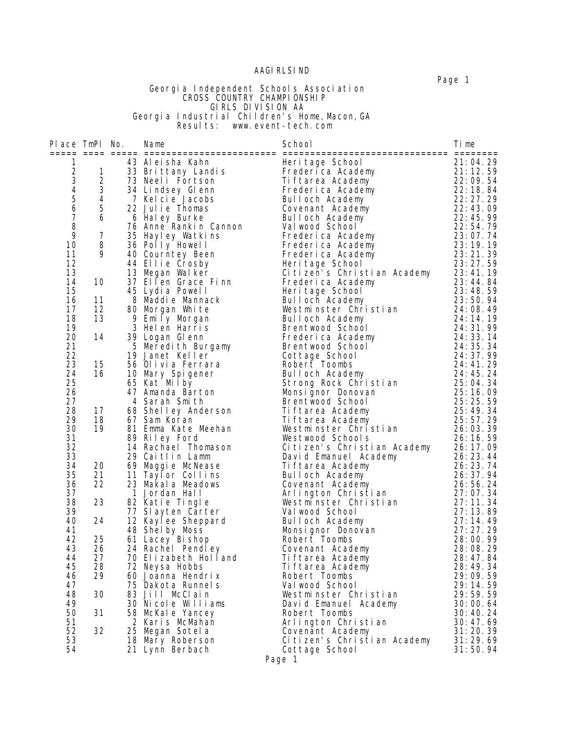AAGIRLSIND

Georgia Independent Schools Association
CROSS COUNTRY CHAMPIONSHIP
GIRLS DIVISION AA
Georgia Industrial Children's Home, Macon, GA
Results: www.event-tech.com

| Place | TmPl | No. | Name | School | Time |
|---|---|---|---|---|---|
| 1 | | 43 | Aleisha Kahn | Heritage School | 21:04.29 |
| 2 | 1 | 33 | Brittany Landis | Frederica Academy | 21:12.59 |
| 3 | 2 | 73 | Neeli Fortson | Tiftarea Academy | 22:09.54 |
| 4 | 3 | 34 | Lindsey Glenn | Frederica Academy | 22:18.84 |
| 5 | 4 | 7 | Kelcie Jacobs | Bulloch Academy | 22:27.29 |
| 6 | 5 | 22 | Julie Thomas | Covenant Academy | 22:43.09 |
| 7 | 6 | 6 | Haley Burke | Bulloch Academy | 22:45.99 |
| 8 | | 76 | Anne Rankin Cannon | Valwood School | 22:54.79 |
| 9 | 7 | 35 | Hayley Watkins | Frederica Academy | 23:07.74 |
| 10 | 8 | 36 | Polly Howell | Frederica Academy | 23:19.19 |
| 11 | 9 | 40 | Courntey Been | Frederica Academy | 23:21.39 |
| 12 | | 44 | Ellie Crosby | Heritage School | 23:27.59 |
| 13 | | 13 | Megan Walker | Citizen's Christian Academy | 23:41.19 |
| 14 | 10 | 37 | Ellen Grace Finn | Frederica Academy | 23:44.84 |
| 15 | | 45 | Lydia Powell | Heritage School | 23:48.59 |
| 16 | 11 | 8 | Maddie Mannack | Bulloch Academy | 23:50.94 |
| 17 | 12 | 80 | Morgan White | Westminster Christian | 24:08.49 |
| 18 | 13 | 9 | Emily Morgan | Bulloch Academy | 24:14.19 |
| 19 | | 3 | Helen Harris | Brentwood School | 24:31.99 |
| 20 | 14 | 39 | Logan Glenn | Frederica Academy | 24:33.14 |
| 21 | | 5 | Meredith Burgamy | Brentwood School | 24:35.34 |
| 22 | | 19 | Janet Keller | Cottage School | 24:37.99 |
| 23 | 15 | 56 | Olivia Ferrara | Robert Toombs | 24:41.29 |
| 24 | 16 | 10 | Mary Spigener | Bulloch Academy | 24:45.24 |
| 25 | | 65 | Kat Milby | Strong Rock Christian | 25:04.34 |
| 26 | | 47 | Amanda Barton | Monsignor Donovan | 25:16.09 |
| 27 | | 4 | Sarah Smith | Brentwood School | 25:25.59 |
| 28 | 17 | 68 | Shelley Anderson | Tiftarea Academy | 25:49.34 |
| 29 | 18 | 67 | Sam Koran | Tiftarea Academy | 25:57.29 |
| 30 | 19 | 81 | Emma Kate Meehan | Westminster Christian | 26:03.39 |
| 31 | | 89 | Riley Ford | Westwood Schools | 26:16.59 |
| 32 | | 14 | Rachael Thomason | Citizen's Christian Academy | 26:17.09 |
| 33 | | 29 | Caitlin Lamm | David Emanuel Academy | 26:23.44 |
| 34 | 20 | 69 | Maggie McNease | Tiftarea Academy | 26:23.74 |
| 35 | 21 | 11 | Taylor Collins | Bulloch Academy | 26:37.94 |
| 36 | 22 | 23 | Makala Meadows | Covenant Academy | 26:56.24 |
| 37 | | 1 | Jordan Hall | Arlington Christian | 27:07.34 |
| 38 | 23 | 82 | Katie Tingle | Westminster Christian | 27:11.34 |
| 39 | | 77 | Slayten Carter | Valwood School | 27:13.89 |
| 40 | 24 | 12 | Kaylee Sheppard | Bulloch Academy | 27:14.49 |
| 41 | | 48 | Shelby Moss | Monsignor Donovan | 27:27.29 |
| 42 | 25 | 61 | Lacey Bishop | Robert Toombs | 28:00.99 |
| 43 | 26 | 24 | Rachel Pendley | Covenant Academy | 28:08.29 |
| 44 | 27 | 70 | Elizabeth Holland | Tiftarea Academy | 28:47.84 |
| 45 | 28 | 72 | Neysa Hobbs | Tiftarea Academy | 28:49.34 |
| 46 | 29 | 60 | Joanna Hendrix | Robert Toombs | 29:09.59 |
| 47 | | 75 | Dakota Runnels | Valwood School | 29:14.59 |
| 48 | 30 | 83 | Jill McClain | Westminster Christian | 29:59.59 |
| 49 | | 30 | Nicole Williams | David Emanuel Academy | 30:00.64 |
| 50 | 31 | 58 | McKale Yancey | Robert Toombs | 30:40.24 |
| 51 | | 2 | Karis McMahan | Arlington Christian | 30:47.69 |
| 52 | 32 | 25 | Megan Sotela | Covenant Academy | 31:20.39 |
| 53 | | 18 | Mary Roberson | Citizen's Christian Academy | 31:29.69 |
| 54 | | 21 | Lynn Berbach | Cottage School | 31:50.94 |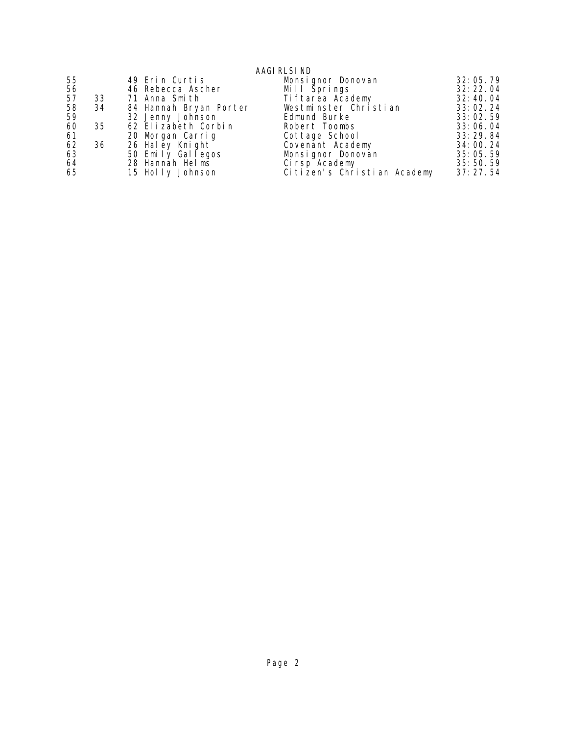AAGIRLSIND

| | | | | | |
|---|---|---|---|---|---|
| 55 | | 49 | Erin Curtis | Monsignor Donovan | 32:05.79 |
| 56 | | 46 | Rebecca Ascher | Mill Springs | 32:22.04 |
| 57 | 33 | 71 | Anna Smith | Tiftarea Academy | 32:40.04 |
| 58 | 34 | 84 | Hannah Bryan Porter | Westminster Christian | 33:02.24 |
| 59 | | 32 | Jenny Johnson | Edmund Burke | 33:02.59 |
| 60 | 35 | 62 | Elizabeth Corbin | Robert Toombs | 33:06.04 |
| 61 | | 20 | Morgan Carrig | Cottage School | 33:29.84 |
| 62 | 36 | 26 | Haley Knight | Covenant Academy | 34:00.24 |
| 63 | | 50 | Emily Gallegos | Monsignor Donovan | 35:05.59 |
| 64 | | 28 | Hannah Helms | Cirsp Academy | 35:50.59 |
| 65 | | 15 | Holly Johnson | Citizen's Christian Academy | 37:27.54 |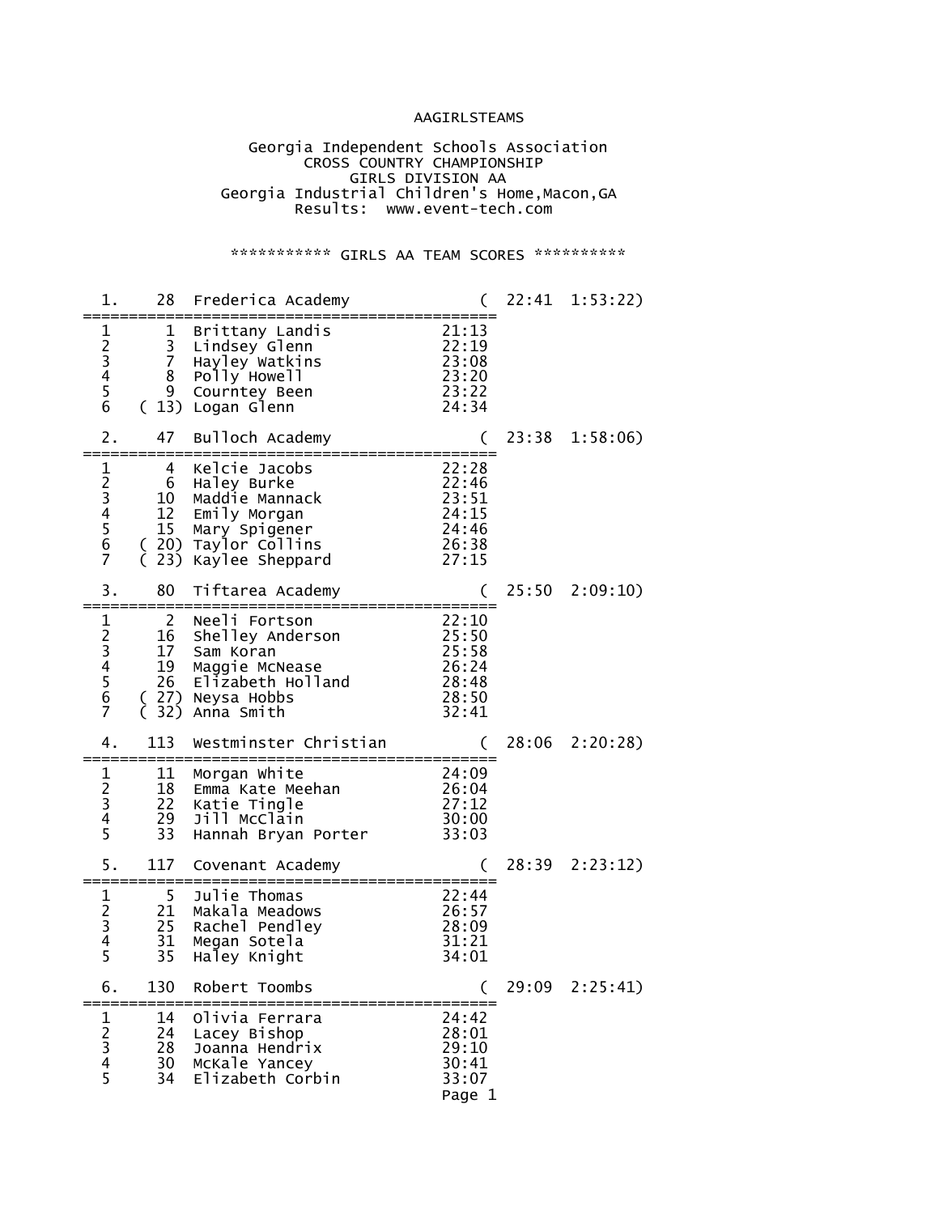AAGIRLSTEAMS

Georgia Independent Schools Association
CROSS COUNTRY CHAMPIONSHIP
GIRLS DIVISION AA
Georgia Industrial Children's Home,Macon,GA
Results: www.event-tech.com

*********** GIRLS AA TEAM SCORES **********

```
  1.    28  Frederica Academy            (  22:41  1:53:22)
================================================
  1      1  Brittany Landis           21:13
  2      3  Lindsey Glenn             22:19
  3      7  Hayley Watkins            23:08
  4      8  Polly Howell              23:20
  5      9  Cournrtey Been            23:22
  6   ( 13) Logan Glenn               24:34

  2.    47  Bulloch Academy              (  23:38  1:58:06)
================================================
  1      4  Kelcie Jacobs             22:28
  2      6  Haley Burke               22:46
  3     10  Maddie Mannack            23:51
  4     12  Emily Morgan              24:15
  5     15  Mary Spigener             24:46
  6   ( 20) Taylor Collins            26:38
  7   ( 23) Kaylee Sheppard           27:15

  3.    80  Tiftarea Academy             (  25:50  2:09:10)
================================================
  1      2  Neeli Fortson             22:10
  2     16  Shelley Anderson          25:50
  3     17  Sam Koran                 25:58
  4     19  Maggie McNease            26:24
  5     26  Elizabeth Holland         28:48
  6   ( 27) Neysa Hobbs               28:50
  7   ( 32) Anna Smith                32:41

  4.   113  Westminster Christian        (  28:06  2:20:28)
================================================
  1     11  Morgan White              24:09
  2     18  Emma Kate Meehan          26:04
  3     22  Katie Tingle              27:12
  4     29  Jill McClain              30:00
  5     33  Hannah Bryan Porter       33:03

  5.   117  Covenant Academy             (  28:39  2:23:12)
================================================
  1      5  Julie Thomas              22:44
  2     21  Makala Meadows            26:57
  3     25  Rachel Pendley            28:09
  4     31  Megan Sotela              31:21
  5     35  Haley Knight              34:01

  6.   130  Robert Toombs                (  29:09  2:25:41)
================================================
  1     14  Olivia Ferrara            24:42
  2     24  Lacey Bishop              28:01
  3     28  Joanna Hendrix            29:10
  4     30  McKale Yancey             30:41
  5     34  Elizabeth Corbin          33:07
```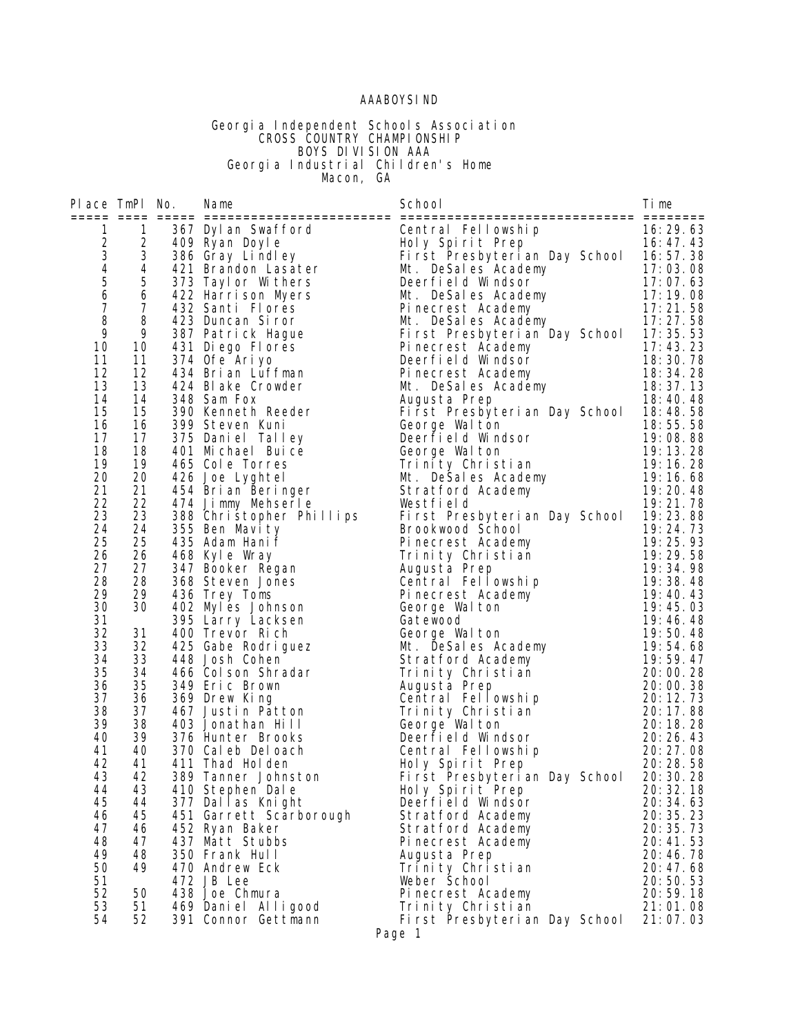AAABOYSIND

Georgia Independent Schools Association
CROSS COUNTRY CHAMPIONSHIP
BOYS DIVISION AAA
Georgia Industrial Children's Home
Macon, GA

| Place | TmPl | No. | Name | School | Time |
|---|---|---|---|---|---|
| 1 | 1 | 367 | Dylan Swafford | Central Fellowship | 16:29.63 |
| 2 | 2 | 409 | Ryan Doyle | Holy Spirit Prep | 16:47.43 |
| 3 | 3 | 386 | Gray Lindley | First Presbyterian Day School | 16:57.38 |
| 4 | 4 | 421 | Brandon Lasater | Mt. DeSales Academy | 17:03.08 |
| 5 | 5 | 373 | Taylor Withers | Deerfield Windsor | 17:07.63 |
| 6 | 6 | 422 | Harrison Myers | Mt. DeSales Academy | 17:19.08 |
| 7 | 7 | 432 | Santi Flores | Pinecrest Academy | 17:21.58 |
| 8 | 8 | 423 | Duncan Siror | Mt. DeSales Academy | 17:27.58 |
| 9 | 9 | 387 | Patrick Hague | First Presbyterian Day School | 17:35.53 |
| 10 | 10 | 431 | Diego Flores | Pinecrest Academy | 17:43.23 |
| 11 | 11 | 374 | Ofe Ariyo | Deerfield Windsor | 18:30.78 |
| 12 | 12 | 434 | Brian Luffman | Pinecrest Academy | 18:34.28 |
| 13 | 13 | 424 | Blake Crowder | Mt. DeSales Academy | 18:37.13 |
| 14 | 14 | 348 | Sam Fox | Augusta Prep | 18:40.48 |
| 15 | 15 | 390 | Kenneth Reeder | First Presbyterian Day School | 18:48.58 |
| 16 | 16 | 399 | Steven Kuni | George Walton | 18:55.58 |
| 17 | 17 | 375 | Daniel Talley | Deerfield Windsor | 19:08.88 |
| 18 | 18 | 401 | Michael Buice | George Walton | 19:13.28 |
| 19 | 19 | 465 | Cole Torres | Trinity Christian | 19:16.28 |
| 20 | 20 | 426 | Joe Lyghtel | Mt. DeSales Academy | 19:16.68 |
| 21 | 21 | 454 | Brian Beringer | Stratford Academy | 19:20.48 |
| 22 | 22 | 474 | Jimmy Mehserle | Westfield | 19:21.78 |
| 23 | 23 | 388 | Christopher Phillips | First Presbyterian Day School | 19:23.88 |
| 24 | 24 | 355 | Ben Mavity | Brookwood School | 19:24.73 |
| 25 | 25 | 435 | Adam Hanif | Pinecrest Academy | 19:25.93 |
| 26 | 26 | 468 | Kyle Wray | Trinity Christian | 19:29.58 |
| 27 | 27 | 347 | Booker Regan | Augusta Prep | 19:34.98 |
| 28 | 28 | 368 | Steven Jones | Central Fellowship | 19:38.48 |
| 29 | 29 | 436 | Trey Toms | Pinecrest Academy | 19:40.43 |
| 30 | 30 | 402 | Myles Johnson | George Walton | 19:45.03 |
| 31 | | 395 | Larry Lacksen | Gatewood | 19:46.48 |
| 32 | 31 | 400 | Trevor Rich | George Walton | 19:50.48 |
| 33 | 32 | 425 | Gabe Rodriguez | Mt. DeSales Academy | 19:54.68 |
| 34 | 33 | 448 | Josh Cohen | Stratford Academy | 19:59.47 |
| 35 | 34 | 466 | Colson Shradar | Trinity Christian | 20:00.28 |
| 36 | 35 | 349 | Eric Brown | Augusta Prep | 20:00.38 |
| 37 | 36 | 369 | Drew King | Central Fellowship | 20:12.73 |
| 38 | 37 | 467 | Justin Patton | Trinity Christian | 20:17.88 |
| 39 | 38 | 403 | Jonathan Hill | George Walton | 20:18.28 |
| 40 | 39 | 376 | Hunter Brooks | Deerfield Windsor | 20:26.43 |
| 41 | 40 | 370 | Caleb Deloach | Central Fellowship | 20:27.08 |
| 42 | 41 | 411 | Thad Holden | Holy Spirit Prep | 20:28.58 |
| 43 | 42 | 389 | Tanner Johnston | First Presbyterian Day School | 20:30.28 |
| 44 | 43 | 410 | Stephen Dale | Holy Spirit Prep | 20:32.18 |
| 45 | 44 | 377 | Dallas Knight | Deerfield Windsor | 20:34.63 |
| 46 | 45 | 451 | Garrett Scarborough | Stratford Academy | 20:35.23 |
| 47 | 46 | 452 | Ryan Baker | Stratford Academy | 20:35.73 |
| 48 | 47 | 437 | Matt Stubbs | Pinecrest Academy | 20:41.53 |
| 49 | 48 | 350 | Frank Hull | Augusta Prep | 20:46.78 |
| 50 | 49 | 470 | Andrew Eck | Trinity Christian | 20:47.68 |
| 51 | | 472 | JB Lee | Weber School | 20:50.53 |
| 52 | 50 | 438 | Joe Chmura | Pinecrest Academy | 20:59.18 |
| 53 | 51 | 469 | Daniel Alligood | Trinity Christian | 21:01.08 |
| 54 | 52 | 391 | Connor Gettmann | First Presbyterian Day School | 21:07.03 |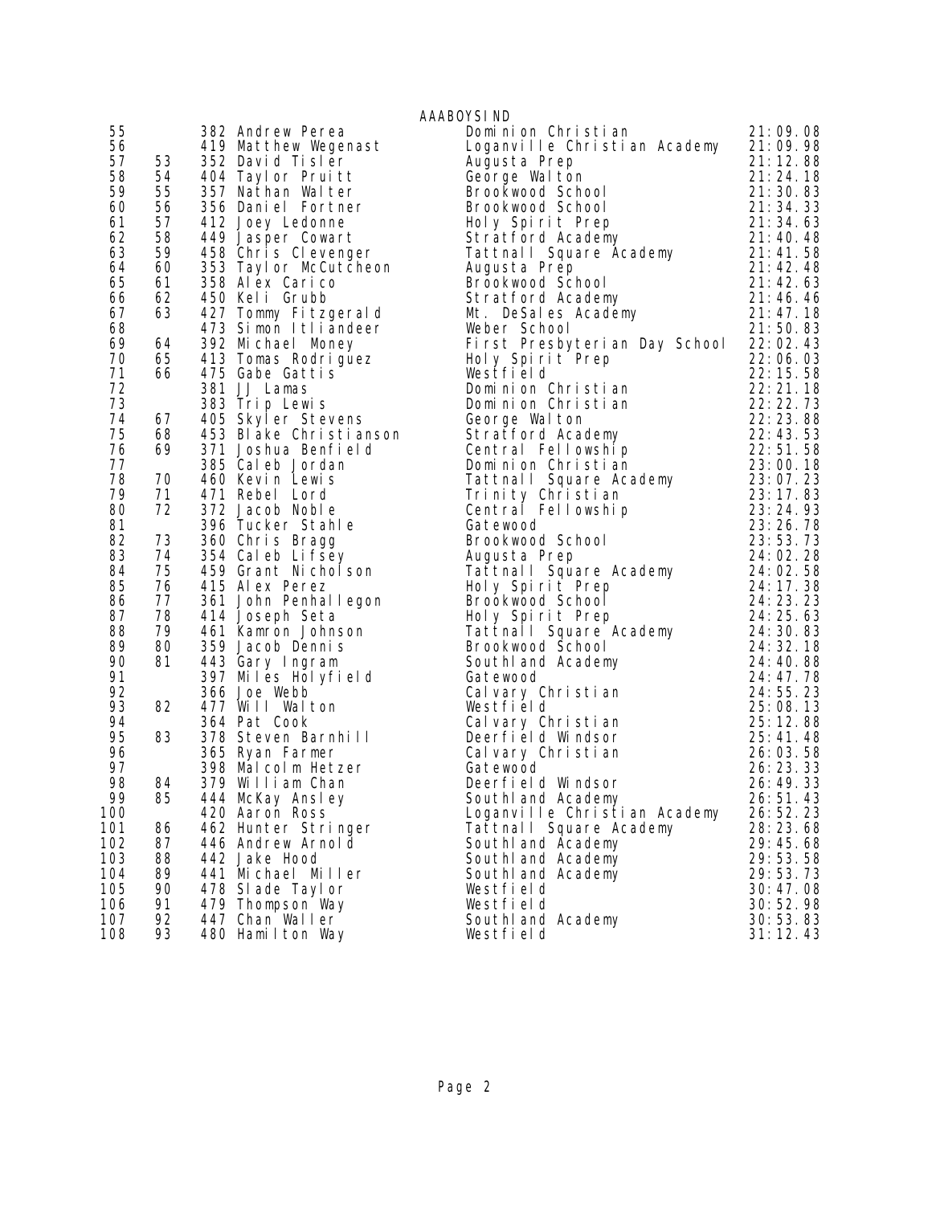AAABOYSIND

| | | | | | |
|---|---|---|---|---|---|
| 55 | | 382 | Andrew Perea | Dominion Christian | 21:09.08 |
| 56 | | 419 | Matthew Wegenast | Loganville Christian Academy | 21:09.98 |
| 57 | 53 | 352 | David Tisler | Augusta Prep | 21:12.88 |
| 58 | 54 | 404 | Taylor Pruitt | George Walton | 21:24.18 |
| 59 | 55 | 357 | Nathan Walter | Brookwood School | 21:30.83 |
| 60 | 56 | 356 | Daniel Fortner | Brookwood School | 21:34.33 |
| 61 | 57 | 412 | Joey Ledonne | Holy Spirit Prep | 21:34.63 |
| 62 | 58 | 449 | Jasper Cowart | Stratford Academy | 21:40.48 |
| 63 | 59 | 458 | Chris Clevenger | Tattnall Square Academy | 21:41.58 |
| 64 | 60 | 353 | Taylor McCutcheon | Augusta Prep | 21:42.48 |
| 65 | 61 | 358 | Alex Carico | Brookwood School | 21:42.63 |
| 66 | 62 | 450 | Keli Grubb | Stratford Academy | 21:46.46 |
| 67 | 63 | 427 | Tommy Fitzgerald | Mt. DeSales Academy | 21:47.18 |
| 68 | | 473 | Simon Itliandeer | Weber School | 21:50.83 |
| 69 | 64 | 392 | Michael Money | First Presbyterian Day School | 22:02.43 |
| 70 | 65 | 413 | Tomas Rodriguez | Holy Spirit Prep | 22:06.03 |
| 71 | 66 | 475 | Gabe Gattis | Westfield | 22:15.58 |
| 72 | | 381 | JJ Lamas | Dominion Christian | 22:21.18 |
| 73 | | 383 | Trip Lewis | Dominion Christian | 22:22.73 |
| 74 | 67 | 405 | Skyler Stevens | George Walton | 22:23.88 |
| 75 | 68 | 453 | Blake Christianson | Stratford Academy | 22:43.53 |
| 76 | 69 | 371 | Joshua Benfield | Central Fellowship | 22:51.58 |
| 77 | | 385 | Caleb Jordan | Dominion Christian | 23:00.18 |
| 78 | 70 | 460 | Kevin Lewis | Tattnall Square Academy | 23:07.23 |
| 79 | 71 | 471 | Rebel Lord | Trinity Christian | 23:17.83 |
| 80 | 72 | 372 | Jacob Noble | Central Fellowship | 23:24.93 |
| 81 | | 396 | Tucker Stahle | Gatewood | 23:26.78 |
| 82 | 73 | 360 | Chris Bragg | Brookwood School | 23:53.73 |
| 83 | 74 | 354 | Caleb Lifsey | Augusta Prep | 24:02.28 |
| 84 | 75 | 459 | Grant Nicholson | Tattnall Square Academy | 24:02.58 |
| 85 | 76 | 415 | Alex Perez | Holy Spirit Prep | 24:17.38 |
| 86 | 77 | 361 | John Penhallegon | Brookwood School | 24:23.23 |
| 87 | 78 | 414 | Joseph Seta | Holy Spirit Prep | 24:25.63 |
| 88 | 79 | 461 | Kamron Johnson | Tattnall Square Academy | 24:30.83 |
| 89 | 80 | 359 | Jacob Dennis | Brookwood School | 24:32.18 |
| 90 | 81 | 443 | Gary Ingram | Southland Academy | 24:40.88 |
| 91 | | 397 | Miles Holyfield | Gatewood | 24:47.78 |
| 92 | | 366 | Joe Webb | Calvary Christian | 24:55.23 |
| 93 | 82 | 477 | Will Walton | Westfield | 25:08.13 |
| 94 | | 364 | Pat Cook | Calvary Christian | 25:12.88 |
| 95 | 83 | 378 | Steven Barnhill | Deerfield Windsor | 25:41.48 |
| 96 | | 365 | Ryan Farmer | Calvary Christian | 26:03.58 |
| 97 | | 398 | Malcolm Hetzer | Gatewood | 26:23.33 |
| 98 | 84 | 379 | William Chan | Deerfield Windsor | 26:49.33 |
| 99 | 85 | 444 | McKay Ansley | Southland Academy | 26:51.43 |
| 100 | | 420 | Aaron Ross | Loganville Christian Academy | 26:52.23 |
| 101 | 86 | 462 | Hunter Stringer | Tattnall Square Academy | 28:23.68 |
| 102 | 87 | 446 | Andrew Arnold | Southland Academy | 29:45.68 |
| 103 | 88 | 442 | Jake Hood | Southland Academy | 29:53.58 |
| 104 | 89 | 441 | Michael Miller | Southland Academy | 29:53.73 |
| 105 | 90 | 478 | Slade Taylor | Westfield | 30:47.08 |
| 106 | 91 | 479 | Thompson Way | Westfield | 30:52.98 |
| 107 | 92 | 447 | Chan Waller | Southland Academy | 30:53.83 |
| 108 | 93 | 480 | Hamilton Way | Westfield | 31:12.43 |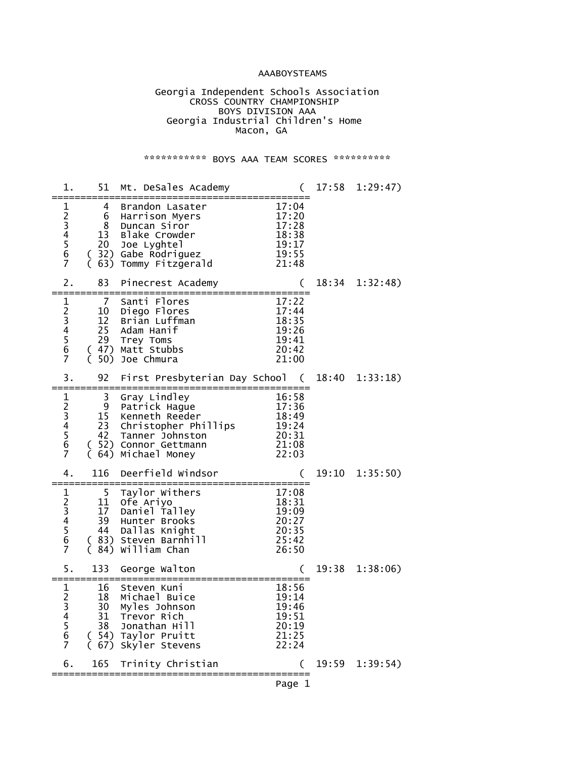AAABOYSTEAMS

Georgia Independent Schools Association
CROSS COUNTRY CHAMPIONSHIP
BOYS DIVISION AAA
Georgia Industrial Children's Home
Macon, GA

*********** BOYS AAA TEAM SCORES **********

```
  1.     51  Mt. DeSales Academy            (  17:58  1:29:47)
=============================================
  1       4  Brandon Lasater             17:04
  2       6  Harrison Myers              17:20
  3       8  Duncan Siror                17:28
  4      13  Blake Crowder               18:38
  5      20  Joe Lyghtel                 19:17
  6    ( 32) Gabe Rodriguez              19:55
  7    ( 63) Tommy Fitzgerald            21:48

  2.     83  Pinecrest Academy              (  18:34  1:32:48)
=============================================
  1       7  Santi Flores                17:22
  2      10  Diego Flores                17:44
  3      12  Brian Luffman               18:35
  4      25  Adam Hanif                  19:26
  5      29  Trey Toms                   19:41
  6    ( 47) Matt Stubbs                 20:42
  7    ( 50) Joe Chmura                  21:00

  3.     92  First Presbyterian Day School  (  18:40  1:33:18)
=============================================
  1       3  Gray Lindley                16:58
  2       9  Patrick Hague               17:36
  3      15  Kenneth Reeder              18:49
  4      23  Christopher Phillips        19:24
  5      42  Tanner Johnston             20:31
  6    ( 52) Connor Gettmann             21:08
  7    ( 64) Michael Money               22:03

  4.    116  Deerfield Windsor              (  19:10  1:35:50)
=============================================
  1       5  Taylor Withers              17:08
  2      11  Ofe Ariyo                   18:31
  3      17  Daniel Talley               19:09
  4      39  Hunter Brooks               20:27
  5      44  Dallas Knight               20:35
  6    ( 83) Steven Barnhill             25:42
  7    ( 84) William Chan                26:50

  5.    133  George Walton                  (  19:38  1:38:06)
=============================================
  1      16  Steven Kuni                 18:56
  2      18  Michael Buice               19:14
  3      30  Myles Johnson               19:46
  4      31  Trevor Rich                 19:51
  5      38  Jonathan Hill               20:19
  6    ( 54) Taylor Pruitt               21:25
  7    ( 67) Skyler Stevens              22:24

  6.    165  Trinity Christian              (  19:59  1:39:54)
=============================================
```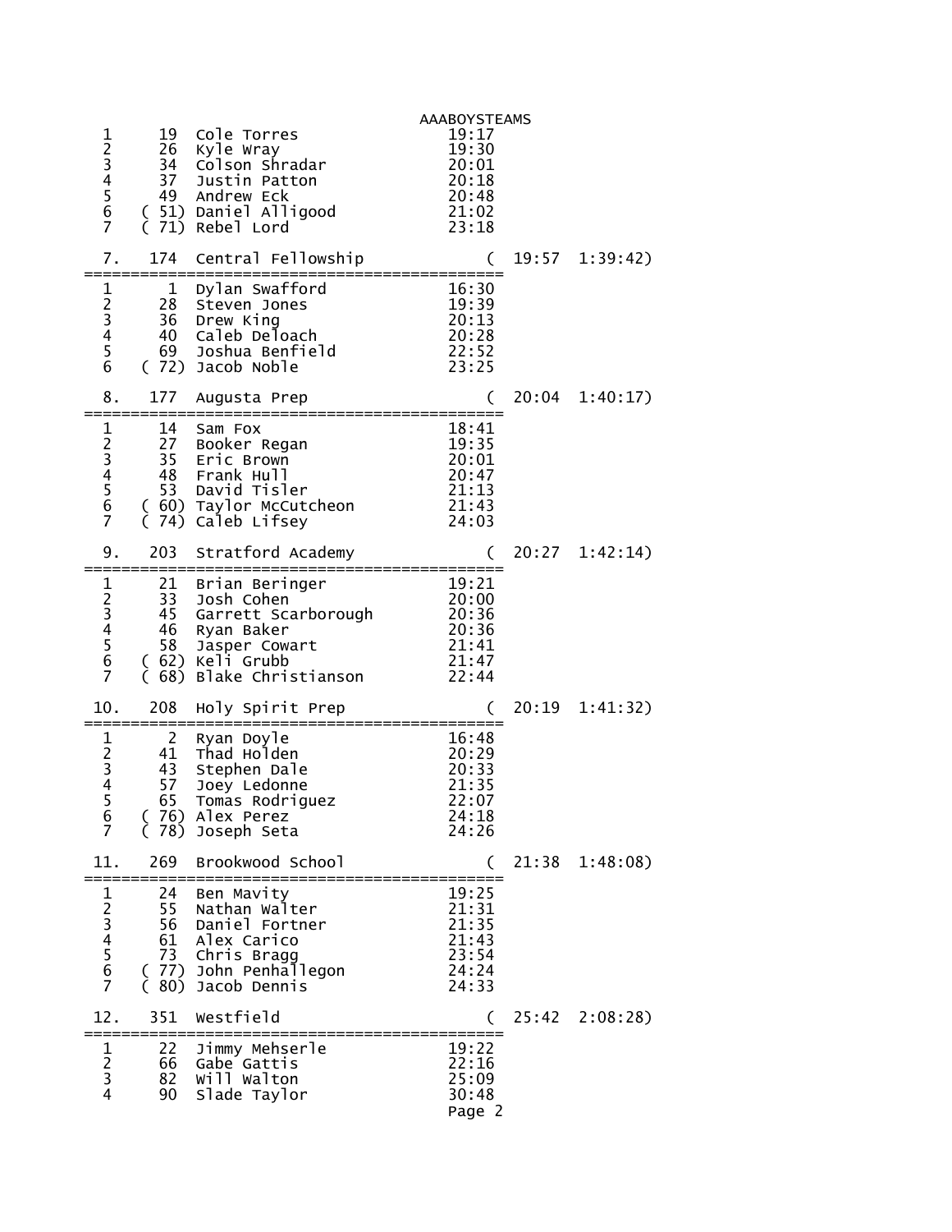AAABOYSTEAMS

```
  1      19  Cole Torres                  19:17
  2      26  Kyle Wray                    19:30
  3      34  Colson Shradar               20:01
  4      37  Justin Patton                20:18
  5      49  Andrew Eck                   20:48
  6    ( 51) Daniel Alligood              21:02
  7    ( 71) Rebel Lord                   23:18

  7.    174  Central Fellowship          (  19:57  1:39:42)
===============================================
  1       1  Dylan Swafford               16:30
  2      28  Steven Jones                 19:39
  3      36  Drew King                    20:13
  4      40  Caleb Deloach                20:28
  5      69  Joshua Benfield              22:52
  6    ( 72) Jacob Noble                  23:25

  8.    177  Augusta Prep                (  20:04  1:40:17)
===============================================
  1      14  Sam Fox                      18:41
  2      27  Booker Regan                 19:35
  3      35  Eric Brown                   20:01
  4      48  Frank Hull                   20:47
  5      53  David Tisler                 21:13
  6    ( 60) Taylor McCutcheon            21:43
  7    ( 74) Caleb Lifsey                 24:03

  9.    203  Stratford Academy           (  20:27  1:42:14)
===============================================
  1      21  Brian Beringer               19:21
  2      33  Josh Cohen                   20:00
  3      45  Garrett Scarborough          20:36
  4      46  Ryan Baker                   20:36
  5      58  Jasper Cowart                21:41
  6    ( 62) Keli Grubb                   21:47
  7    ( 68) Blake Christianson           22:44

 10.    208  Holy Spirit Prep            (  20:19  1:41:32)
===============================================
  1       2  Ryan Doyle                   16:48
  2      41  Thad Holden                  20:29
  3      43  Stephen Dale                 20:33
  4      57  Joey Ledonne                 21:35
  5      65  Tomas Rodriguez              22:07
  6    ( 76) Alex Perez                   24:18
  7    ( 78) Joseph Seta                  24:26

 11.    269  Brookwood School            (  21:38  1:48:08)
===============================================
  1      24  Ben Mavity                   19:25
  2      55  Nathan Walter                21:31
  3      56  Daniel Fortner               21:35
  4      61  Alex Carico                  21:43
  5      73  Chris Bragg                  23:54
  6    ( 77) John Penhallegon             24:24
  7    ( 80) Jacob Dennis                 24:33

 12.    351  Westfield                   (  25:42  2:08:28)
===============================================
  1      22  Jimmy Mehserle               19:22
  2      66  Gabe Gattis                  22:16
  3      82  Will Walton                  25:09
  4      90  Slade Taylor                 30:48
```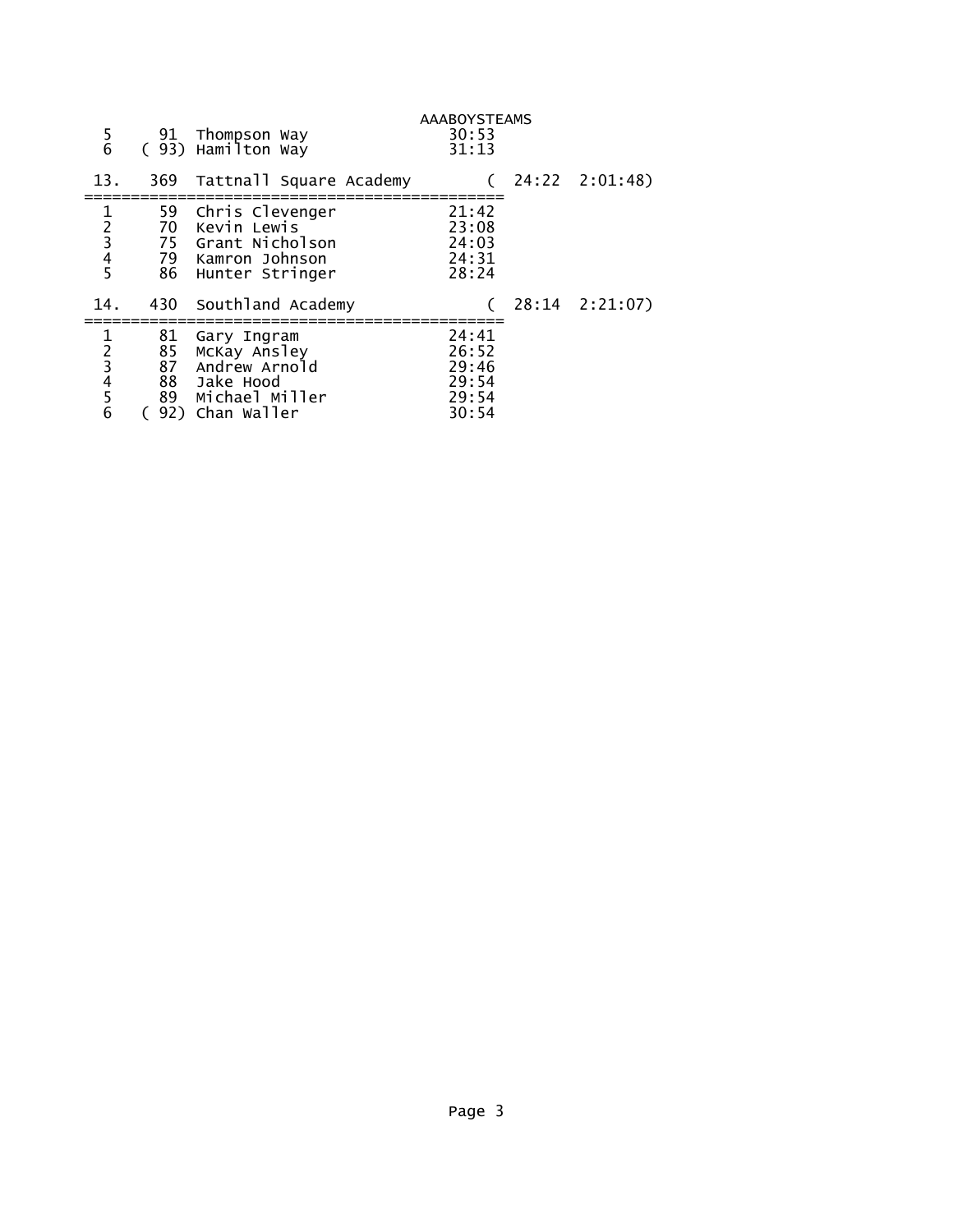AAABOYSTEAMS

```
  5      91  Thompson Way                 30:53
  6    ( 93) Hamilton Way                 31:13

 13.    369  Tattnall Square Academy        (  24:22  2:01:48)
=============================================
  1      59  Chris Clevenger              21:42
  2      70  Kevin Lewis                  23:08
  3      75  Grant Nicholson              24:03
  4      79  Kamron Johnson               24:31
  5      86  Hunter Stringer              28:24

 14.    430  Southland Academy              (  28:14  2:21:07)
=============================================
  1      81  Gary Ingram                  24:41
  2      85  McKay Ansley                 26:52
  3      87  Andrew Arnold                29:46
  4      88  Jake Hood                    29:54
  5      89  Michael Miller               29:54
  6    ( 92) Chan Waller                  30:54
```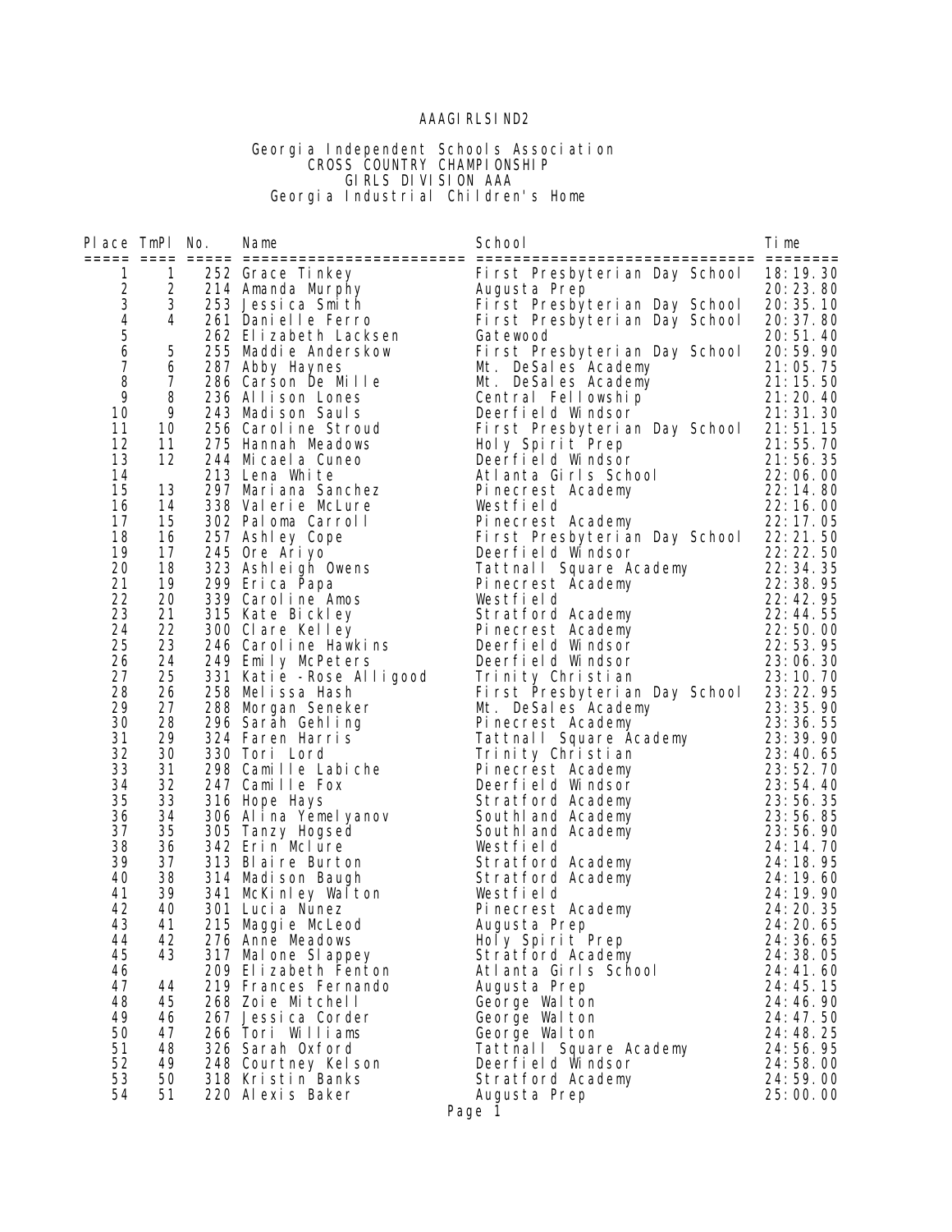AAAGIRLSIND2

Georgia Independent Schools Association
CROSS COUNTRY CHAMPIONSHIP
GIRLS DIVISION AAA
Georgia Industrial Children's Home

| Place | TmPl | No. | Name | School | Time |
|---|---|---|---|---|---|
| 1 | 1 | 252 | Grace Tinkey | First Presbyterian Day School | 18:19.30 |
| 2 | 2 | 214 | Amanda Murphy | Augusta Prep | 20:23.80 |
| 3 | 3 | 253 | Jessica Smith | First Presbyterian Day School | 20:35.10 |
| 4 | 4 | 261 | Danielle Ferro | First Presbyterian Day School | 20:37.80 |
| 5 | | 262 | Elizabeth Lacksen | Gatewood | 20:51.40 |
| 6 | 5 | 255 | Maddie Anderskow | First Presbyterian Day School | 20:59.90 |
| 7 | 6 | 287 | Abby Haynes | Mt. DeSales Academy | 21:05.75 |
| 8 | 7 | 286 | Carson De Mille | Mt. DeSales Academy | 21:15.50 |
| 9 | 8 | 236 | Allison Lones | Central Fellowship | 21:20.40 |
| 10 | 9 | 243 | Madison Sauls | Deerfield Windsor | 21:31.30 |
| 11 | 10 | 256 | Caroline Stroud | First Presbyterian Day School | 21:51.15 |
| 12 | 11 | 275 | Hannah Meadows | Holy Spirit Prep | 21:55.70 |
| 13 | 12 | 244 | Micaela Cuneo | Deerfield Windsor | 21:56.35 |
| 14 | | 213 | Lena White | Atlanta Girls School | 22:06.00 |
| 15 | 13 | 297 | Mariana Sanchez | Pinecrest Academy | 22:14.80 |
| 16 | 14 | 338 | Valerie McLure | Westfield | 22:16.00 |
| 17 | 15 | 302 | Paloma Carroll | Pinecrest Academy | 22:17.05 |
| 18 | 16 | 257 | Ashley Cope | First Presbyterian Day School | 22:21.50 |
| 19 | 17 | 245 | Ore Ariyo | Deerfield Windsor | 22:22.50 |
| 20 | 18 | 323 | Ashleigh Owens | Tattnall Square Academy | 22:34.35 |
| 21 | 19 | 299 | Erica Papa | Pinecrest Academy | 22:38.95 |
| 22 | 20 | 339 | Caroline Amos | Westfield | 22:42.95 |
| 23 | 21 | 315 | Kate Bickley | Stratford Academy | 22:44.55 |
| 24 | 22 | 300 | Clare Kelley | Pinecrest Academy | 22:50.00 |
| 25 | 23 | 246 | Caroline Hawkins | Deerfield Windsor | 22:53.95 |
| 26 | 24 | 249 | Emily McPeters | Deerfield Windsor | 23:06.30 |
| 27 | 25 | 331 | Katie -Rose Alligood | Trinity Christian | 23:10.70 |
| 28 | 26 | 258 | Melissa Hash | First Presbyterian Day School | 23:22.95 |
| 29 | 27 | 288 | Morgan Seneker | Mt. DeSales Academy | 23:35.90 |
| 30 | 28 | 296 | Sarah Gehling | Pinecrest Academy | 23:36.55 |
| 31 | 29 | 324 | Faren Harris | Tattnall Square Academy | 23:39.90 |
| 32 | 30 | 330 | Tori Lord | Trinity Christian | 23:40.65 |
| 33 | 31 | 298 | Camille Labiche | Pinecrest Academy | 23:52.70 |
| 34 | 32 | 247 | Camille Fox | Deerfield Windsor | 23:54.40 |
| 35 | 33 | 316 | Hope Hays | Stratford Academy | 23:56.35 |
| 36 | 34 | 306 | Alina Yemelyanov | Southland Academy | 23:56.85 |
| 37 | 35 | 305 | Tanzy Hogsed | Southland Academy | 23:56.90 |
| 38 | 36 | 342 | Erin Mclure | Westfield | 24:14.70 |
| 39 | 37 | 313 | Blaire Burton | Stratford Academy | 24:18.95 |
| 40 | 38 | 314 | Madison Baugh | Stratford Academy | 24:19.60 |
| 41 | 39 | 341 | McKinley Walton | Westfield | 24:19.90 |
| 42 | 40 | 301 | Lucia Nunez | Pinecrest Academy | 24:20.35 |
| 43 | 41 | 215 | Maggie McLeod | Augusta Prep | 24:20.65 |
| 44 | 42 | 276 | Anne Meadows | Holy Spirit Prep | 24:36.65 |
| 45 | 43 | 317 | Malone Slappey | Stratford Academy | 24:38.05 |
| 46 | | 209 | Elizabeth Fenton | Atlanta Girls School | 24:41.60 |
| 47 | 44 | 219 | Frances Fernando | Augusta Prep | 24:45.15 |
| 48 | 45 | 268 | Zoie Mitchell | George Walton | 24:46.90 |
| 49 | 46 | 267 | Jessica Corder | George Walton | 24:47.50 |
| 50 | 47 | 266 | Tori Williams | George Walton | 24:48.25 |
| 51 | 48 | 326 | Sarah Oxford | Tattnall Square Academy | 24:56.95 |
| 52 | 49 | 248 | Courtney Kelson | Deerfield Windsor | 24:58.00 |
| 53 | 50 | 318 | Kristin Banks | Stratford Academy | 24:59.00 |
| 54 | 51 | 220 | Alexis Baker | Augusta Prep | 25:00.00 |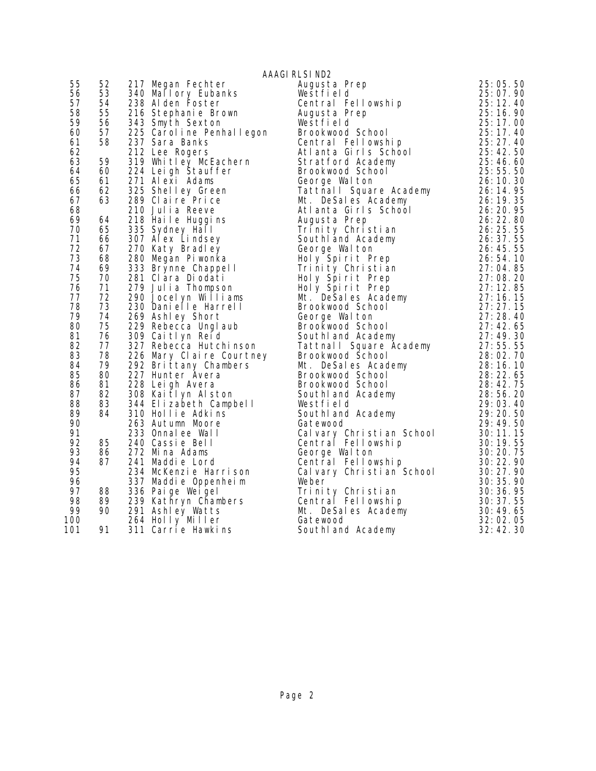AAAGIRLSIND2

| Place | Team Place | Bib | Name | School | Time |
|---|---|---|---|---|---|
| 55 | 52 | 217 | Megan Fechter | Augusta Prep | 25:05.50 |
| 56 | 53 | 340 | Mallory Eubanks | Westfield | 25:07.90 |
| 57 | 54 | 238 | Alden Foster | Central Fellowship | 25:12.40 |
| 58 | 55 | 216 | Stephanie Brown | Augusta Prep | 25:16.90 |
| 59 | 56 | 343 | Smyth Sexton | Westfield | 25:17.00 |
| 60 | 57 | 225 | Caroline Penhallegon | Brookwood School | 25:17.40 |
| 61 | 58 | 237 | Sara Banks | Central Fellowship | 25:27.40 |
| 62 | | 212 | Lee Rogers | Atlanta Girls School | 25:42.50 |
| 63 | 59 | 319 | Whitley McEachern | Stratford Academy | 25:46.60 |
| 64 | 60 | 224 | Leigh Stauffer | Brookwood School | 25:55.50 |
| 65 | 61 | 271 | Alexi Adams | George Walton | 26:10.30 |
| 66 | 62 | 325 | Shelley Green | Tattnall Square Academy | 26:14.95 |
| 67 | 63 | 289 | Claire Price | Mt. DeSales Academy | 26:19.35 |
| 68 | | 210 | Julia Reeve | Atlanta Girls School | 26:20.95 |
| 69 | 64 | 218 | Haile Huggins | Augusta Prep | 26:22.80 |
| 70 | 65 | 335 | Sydney Hall | Trinity Christian | 26:25.55 |
| 71 | 66 | 307 | Alex Lindsey | Southland Academy | 26:37.55 |
| 72 | 67 | 270 | Katy Bradley | George Walton | 26:45.55 |
| 73 | 68 | 280 | Megan Piwonka | Holy Spirit Prep | 26:54.10 |
| 74 | 69 | 333 | Brynne Chappell | Trinity Christian | 27:04.85 |
| 75 | 70 | 281 | Clara Diodati | Holy Spirit Prep | 27:08.20 |
| 76 | 71 | 279 | Julia Thompson | Holy Spirit Prep | 27:12.85 |
| 77 | 72 | 290 | Jocelyn Williams | Mt. DeSales Academy | 27:16.15 |
| 78 | 73 | 230 | Danielle Harrell | Brookwood School | 27:27.15 |
| 79 | 74 | 269 | Ashley Short | George Walton | 27:28.40 |
| 80 | 75 | 229 | Rebecca Unglaub | Brookwood School | 27:42.65 |
| 81 | 76 | 309 | Caitlyn Reid | Southland Academy | 27:49.30 |
| 82 | 77 | 327 | Rebecca Hutchinson | Tattnall Square Academy | 27:55.55 |
| 83 | 78 | 226 | Mary Claire Courtney | Brookwood School | 28:02.70 |
| 84 | 79 | 292 | Brittany Chambers | Mt. DeSales Academy | 28:16.10 |
| 85 | 80 | 227 | Hunter Avera | Brookwood School | 28:22.65 |
| 86 | 81 | 228 | Leigh Avera | Brookwood School | 28:42.75 |
| 87 | 82 | 308 | Kaitlyn Alston | Southland Academy | 28:56.20 |
| 88 | 83 | 344 | Elizabeth Campbell | Westfield | 29:03.40 |
| 89 | 84 | 310 | Hollie Adkins | Southland Academy | 29:20.50 |
| 90 | | 263 | Autumn Moore | Gatewood | 29:49.50 |
| 91 | | 233 | Onnalee Wall | Calvary Christian School | 30:11.15 |
| 92 | 85 | 240 | Cassie Bell | Central Fellowship | 30:19.55 |
| 93 | 86 | 272 | Mina Adams | George Walton | 30:20.75 |
| 94 | 87 | 241 | Maddie Lord | Central Fellowship | 30:22.90 |
| 95 | | 234 | McKenzie Harrison | Calvary Christian School | 30:27.90 |
| 96 | | 337 | Maddie Oppenheim | Weber | 30:35.90 |
| 97 | 88 | 336 | Paige Weigel | Trinity Christian | 30:36.95 |
| 98 | 89 | 239 | Kathryn Chambers | Central Fellowship | 30:37.55 |
| 99 | 90 | 291 | Ashley Watts | Mt. DeSales Academy | 30:49.65 |
| 100 | | 264 | Holly Miller | Gatewood | 32:02.05 |
| 101 | 91 | 311 | Carrie Hawkins | Southland Academy | 32:42.30 |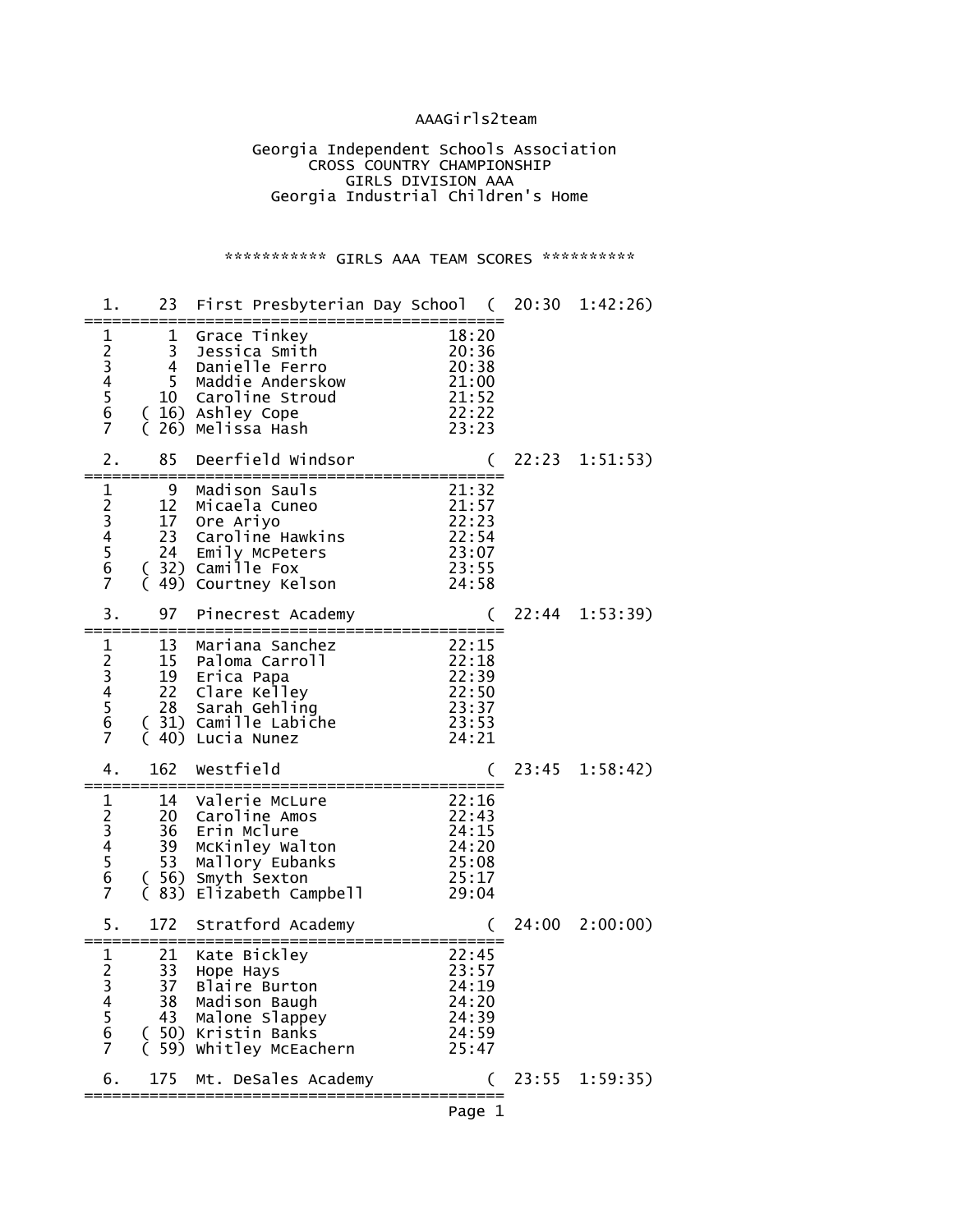AAAGirls2team

Georgia Independent Schools Association
CROSS COUNTRY CHAMPIONSHIP
GIRLS DIVISION AAA
Georgia Industrial Children's Home

*********** GIRLS AAA TEAM SCORES **********

```
  1.    23  First Presbyterian Day School  (  20:30  1:42:26)
=============================================
 1       1  Grace Tinkey                 18:20
 2       3  Jessica Smith                20:36
 3       4  Danielle Ferro               20:38
 4       5  Maddie Anderskow             21:00
 5      10  Caroline Stroud              21:52
 6    ( 16) Ashley Cope                  22:22
 7    ( 26) Melissa Hash                 23:23

  2.    85  Deerfield Windsor              (  22:23  1:51:53)
=============================================
 1       9  Madison Sauls                21:32
 2      12  Micaela Cuneo                21:57
 3      17  Ore Ariyo                    22:23
 4      23  Caroline Hawkins             22:54
 5      24  Emily McPeters               23:07
 6    ( 32) Camille Fox                  23:55
 7    ( 49) Courtney Kelson              24:58

  3.    97  Pinecrest Academy              (  22:44  1:53:39)
=============================================
 1      13  Mariana Sanchez              22:15
 2      15  Paloma Carroll               22:18
 3      19  Erica Papa                   22:39
 4      22  Clare Kelley                 22:50
 5      28  Sarah Gehling                23:37
 6    ( 31) Camille Labiche              23:53
 7    ( 40) Lucia Nunez                  24:21

  4.   162  Westfield                      (  23:45  1:58:42)
=============================================
 1      14  Valerie McLure               22:16
 2      20  Caroline Amos                22:43
 3      36  Erin Mclure                  24:15
 4      39  McKinley Walton              24:20
 5      53  Mallory Eubanks              25:08
 6    ( 56) Smyth Sexton                 25:17
 7    ( 83) Elizabeth Campbell           29:04

  5.   172  Stratford Academy              (  24:00  2:00:00)
=============================================
 1      21  Kate Bickley                 22:45
 2      33  Hope Hays                    23:57
 3      37  Blaire Burton                24:19
 4      38  Madison Baugh                24:20
 5      43  Malone Slappey               24:39
 6    ( 50) Kristin Banks                24:59
 7    ( 59) Whitley McEachern            25:47

  6.   175  Mt. DeSales Academy            (  23:55  1:59:35)
=============================================
```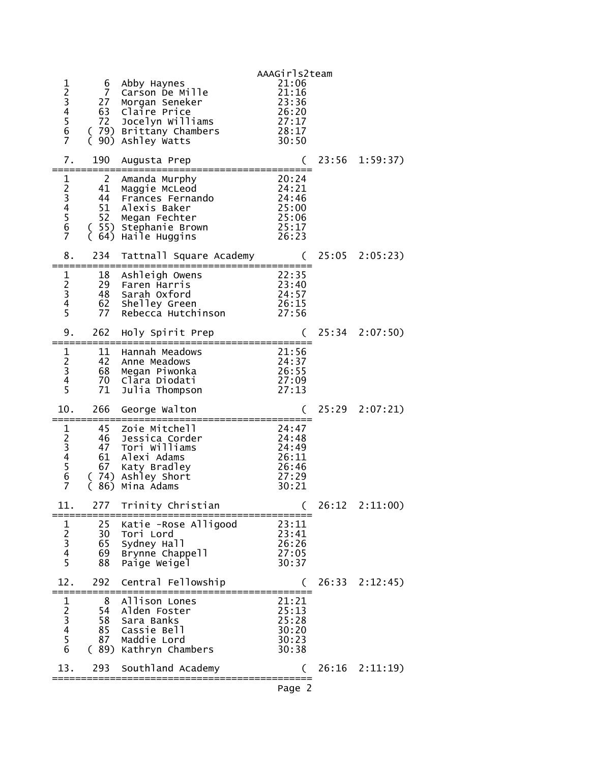AAAGirls2team

```
  1      6  Abby Haynes                   21:06
  2      7  Carson De Mille               21:16
  3     27  Morgan Seneker                23:36
  4     63  Claire Price                  26:20
  5     72  Jocelyn Williams              27:17
  6   ( 79) Brittany Chambers             28:17
  7   ( 90) Ashley Watts                  30:50

  7.   190  Augusta Prep                  (  23:56  1:59:37)
=============================================
  1      2  Amanda Murphy                 20:24
  2     41  Maggie McLeod                 24:21
  3     44  Frances Fernando              24:46
  4     51  Alexis Baker                  25:00
  5     52  Megan Fechter                 25:06
  6   ( 55) Stephanie Brown               25:17
  7   ( 64) Haile Huggins                 26:23

  8.   234  Tattnall Square Academy       (  25:05  2:05:23)
=============================================
  1     18  Ashleigh Owens                22:35
  2     29  Faren Harris                  23:40
  3     48  Sarah Oxford                  24:57
  4     62  Shelley Green                 26:15
  5     77  Rebecca Hutchinson            27:56

  9.   262  Holy Spirit Prep              (  25:34  2:07:50)
=============================================
  1     11  Hannah Meadows                21:56
  2     42  Anne Meadows                  24:37
  3     68  Megan Piwonka                 26:55
  4     70  Clara Diodati                 27:09
  5     71  Julia Thompson                27:13

 10.   266  George Walton                 (  25:29  2:07:21)
=============================================
  1     45  Zoie Mitchell                 24:47
  2     46  Jessica Corder                24:48
  3     47  Tori Williams                 24:49
  4     61  Alexi Adams                   26:11
  5     67  Katy Bradley                  26:46
  6   ( 74) Ashley Short                  27:29
  7   ( 86) Mina Adams                    30:21

 11.   277  Trinity Christian             (  26:12  2:11:00)
=============================================
  1     25  Katie -Rose Alligood          23:11
  2     30  Tori Lord                     23:41
  3     65  Sydney Hall                   26:26
  4     69  Brynne Chappell               27:05
  5     88  Paige Weigel                  30:37

 12.   292  Central Fellowship            (  26:33  2:12:45)
=============================================
  1      8  Allison Lones                 21:21
  2     54  Alden Foster                  25:13
  3     58  Sara Banks                    25:28
  4     85  Cassie Bell                   30:20
  5     87  Maddie Lord                   30:23
  6   ( 89) Kathryn Chambers              30:38

 13.   293  Southland Academy             (  26:16  2:11:19)
=============================================
```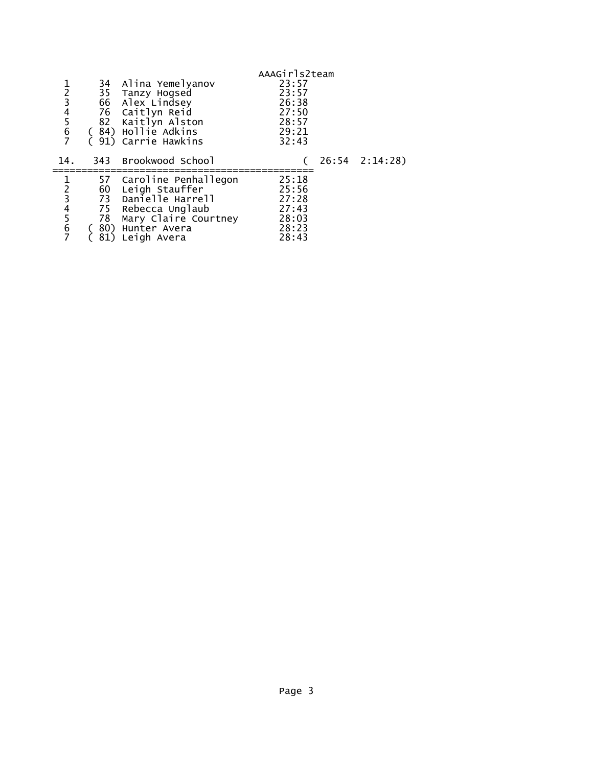```
                                        AAAGirls2team
  1      34  Alina Yemelyanov          23:57
  2      35  Tanzy Hogsed              23:57
  3      66  Alex Lindsey              26:38
  4      76  Caitlyn Reid              27:50
  5      82  Kaitlyn Alston            28:57
  6    ( 84) Hollie Adkins             29:21
  7    ( 91) Carrie Hawkins            32:43

 14.    343  Brookwood School            (  26:54  2:14:28)
=============================================
  1      57  Caroline Penhallegon      25:18
  2      60  Leigh Stauffer            25:56
  3      73  Danielle Harrell          27:28
  4      75  Rebecca Unglaub           27:43
  5      78  Mary Claire Courtney      28:03
  6    ( 80) Hunter Avera              28:23
  7    ( 81) Leigh Avera               28:43
```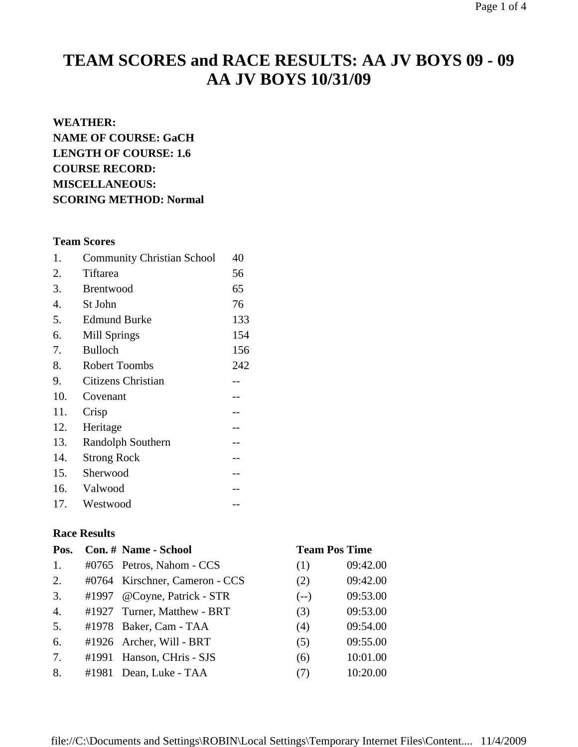# TEAM SCORES and RACE RESULTS: AA JV BOYS 09 - 09
# AA JV BOYS 10/31/09

**WEATHER:**
**NAME OF COURSE: GaCH**
**LENGTH OF COURSE: 1.6**
**COURSE RECORD:**
**MISCELLANEOUS:**
**SCORING METHOD: Normal**

**Team Scores**

| | | |
|---|---|---|
| 1. | Community Christian School | 40 |
| 2. | Tiftarea | 56 |
| 3. | Brentwood | 65 |
| 4. | St John | 76 |
| 5. | Edmund Burke | 133 |
| 6. | Mill Springs | 154 |
| 7. | Bulloch | 156 |
| 8. | Robert Toombs | 242 |
| 9. | Citizens Christian | -- |
| 10. | Covenant | -- |
| 11. | Crisp | -- |
| 12. | Heritage | -- |
| 13. | Randolph Southern | -- |
| 14. | Strong Rock | -- |
| 15. | Sherwood | -- |
| 16. | Valwood | -- |
| 17. | Westwood | -- |

**Race Results**

| Pos. | Con. # | Name - School | Team Pos | Time |
|---|---|---|---|---|
| 1. | #0765 | Petros, Nahom - CCS | (1) | 09:42.00 |
| 2. | #0764 | Kirschner, Cameron - CCS | (2) | 09:42.00 |
| 3. | #1997 | @Coyne, Patrick - STR | (--) | 09:53.00 |
| 4. | #1927 | Turner, Matthew - BRT | (3) | 09:53.00 |
| 5. | #1978 | Baker, Cam - TAA | (4) | 09:54.00 |
| 6. | #1926 | Archer, Will - BRT | (5) | 09:55.00 |
| 7. | #1991 | Hanson, CHris - SJS | (6) | 10:01.00 |
| 8. | #1981 | Dean, Luke - TAA | (7) | 10:20.00 |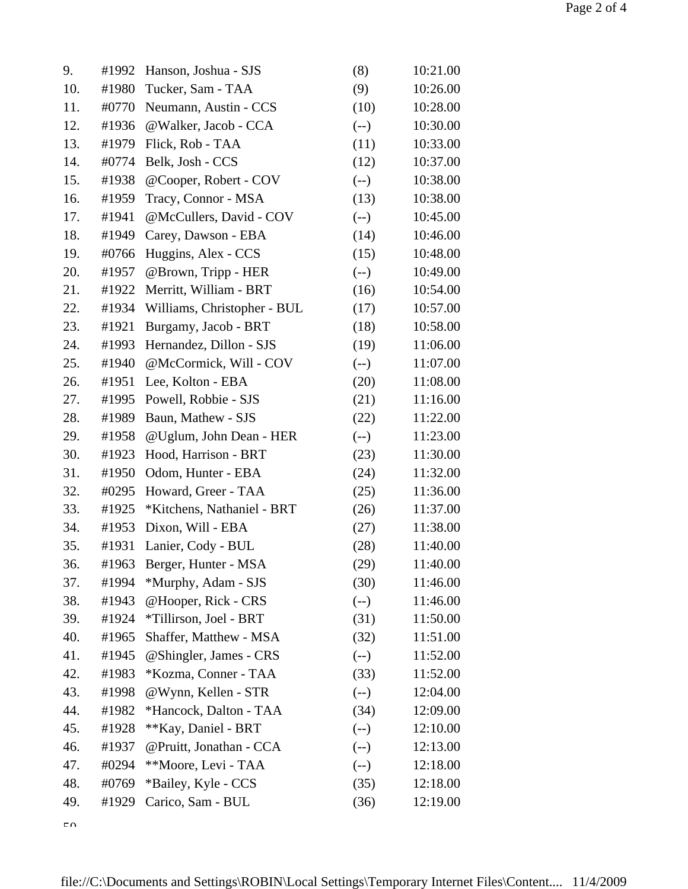| | | | | |
|---|---|---|---|---|
| 9. | #1992 | Hanson, Joshua - SJS | (8) | 10:21.00 |
| 10. | #1980 | Tucker, Sam - TAA | (9) | 10:26.00 |
| 11. | #0770 | Neumann, Austin - CCS | (10) | 10:28.00 |
| 12. | #1936 | @Walker, Jacob - CCA | (--) | 10:30.00 |
| 13. | #1979 | Flick, Rob - TAA | (11) | 10:33.00 |
| 14. | #0774 | Belk, Josh - CCS | (12) | 10:37.00 |
| 15. | #1938 | @Cooper, Robert - COV | (--) | 10:38.00 |
| 16. | #1959 | Tracy, Connor - MSA | (13) | 10:38.00 |
| 17. | #1941 | @McCullers, David - COV | (--) | 10:45.00 |
| 18. | #1949 | Carey, Dawson - EBA | (14) | 10:46.00 |
| 19. | #0766 | Huggins, Alex - CCS | (15) | 10:48.00 |
| 20. | #1957 | @Brown, Tripp - HER | (--) | 10:49.00 |
| 21. | #1922 | Merritt, William - BRT | (16) | 10:54.00 |
| 22. | #1934 | Williams, Christopher - BUL | (17) | 10:57.00 |
| 23. | #1921 | Burgamy, Jacob - BRT | (18) | 10:58.00 |
| 24. | #1993 | Hernandez, Dillon - SJS | (19) | 11:06.00 |
| 25. | #1940 | @McCormick, Will - COV | (--) | 11:07.00 |
| 26. | #1951 | Lee, Kolton - EBA | (20) | 11:08.00 |
| 27. | #1995 | Powell, Robbie - SJS | (21) | 11:16.00 |
| 28. | #1989 | Baun, Mathew - SJS | (22) | 11:22.00 |
| 29. | #1958 | @Uglum, John Dean - HER | (--) | 11:23.00 |
| 30. | #1923 | Hood, Harrison - BRT | (23) | 11:30.00 |
| 31. | #1950 | Odom, Hunter - EBA | (24) | 11:32.00 |
| 32. | #0295 | Howard, Greer - TAA | (25) | 11:36.00 |
| 33. | #1925 | *Kitchens, Nathaniel - BRT | (26) | 11:37.00 |
| 34. | #1953 | Dixon, Will - EBA | (27) | 11:38.00 |
| 35. | #1931 | Lanier, Cody - BUL | (28) | 11:40.00 |
| 36. | #1963 | Berger, Hunter - MSA | (29) | 11:40.00 |
| 37. | #1994 | *Murphy, Adam - SJS | (30) | 11:46.00 |
| 38. | #1943 | @Hooper, Rick - CRS | (--) | 11:46.00 |
| 39. | #1924 | *Tillirson, Joel - BRT | (31) | 11:50.00 |
| 40. | #1965 | Shaffer, Matthew - MSA | (32) | 11:51.00 |
| 41. | #1945 | @Shingler, James - CRS | (--) | 11:52.00 |
| 42. | #1983 | *Kozma, Conner - TAA | (33) | 11:52.00 |
| 43. | #1998 | @Wynn, Kellen - STR | (--) | 12:04.00 |
| 44. | #1982 | *Hancock, Dalton - TAA | (34) | 12:09.00 |
| 45. | #1928 | **Kay, Daniel - BRT | (--) | 12:10.00 |
| 46. | #1937 | @Pruitt, Jonathan - CCA | (--) | 12:13.00 |
| 47. | #0294 | **Moore, Levi - TAA | (--) | 12:18.00 |
| 48. | #0769 | *Bailey, Kyle - CCS | (35) | 12:18.00 |
| 49. | #1929 | Carico, Sam - BUL | (36) | 12:19.00 |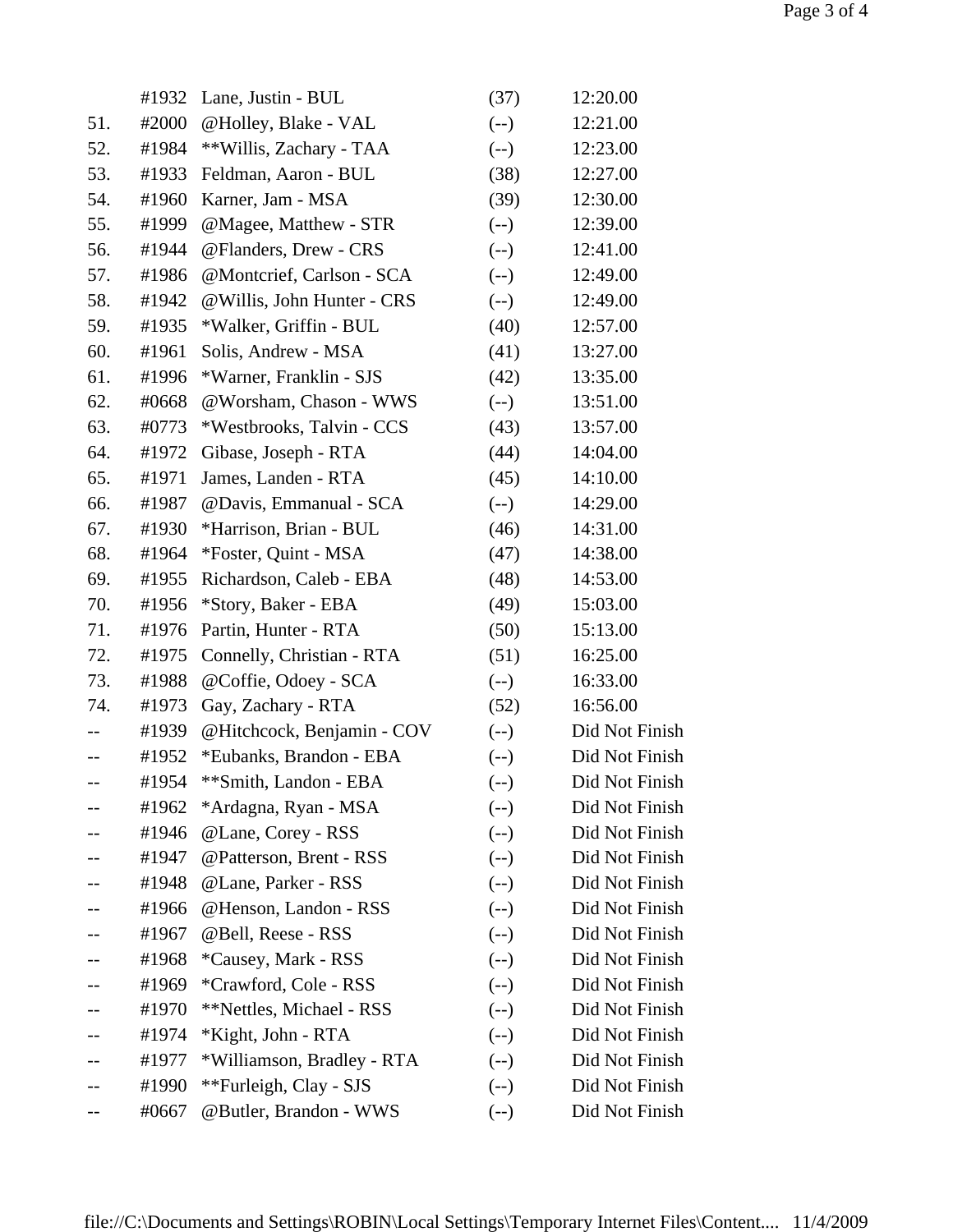| Place | Bib | Name - Team | Team Place | Time |
|---|---|---|---|---|
| | #1932 | Lane, Justin - BUL | (37) | 12:20.00 |
| 51. | #2000 | @Holley, Blake - VAL | (--) | 12:21.00 |
| 52. | #1984 | **Willis, Zachary - TAA | (--) | 12:23.00 |
| 53. | #1933 | Feldman, Aaron - BUL | (38) | 12:27.00 |
| 54. | #1960 | Karner, Jam - MSA | (39) | 12:30.00 |
| 55. | #1999 | @Magee, Matthew - STR | (--) | 12:39.00 |
| 56. | #1944 | @Flanders, Drew - CRS | (--) | 12:41.00 |
| 57. | #1986 | @Montcrief, Carlson - SCA | (--) | 12:49.00 |
| 58. | #1942 | @Willis, John Hunter - CRS | (--) | 12:49.00 |
| 59. | #1935 | *Walker, Griffin - BUL | (40) | 12:57.00 |
| 60. | #1961 | Solis, Andrew - MSA | (41) | 13:27.00 |
| 61. | #1996 | *Warner, Franklin - SJS | (42) | 13:35.00 |
| 62. | #0668 | @Worsham, Chason - WWS | (--) | 13:51.00 |
| 63. | #0773 | *Westbrooks, Talvin - CCS | (43) | 13:57.00 |
| 64. | #1972 | Gibase, Joseph - RTA | (44) | 14:04.00 |
| 65. | #1971 | James, Landen - RTA | (45) | 14:10.00 |
| 66. | #1987 | @Davis, Emmanual - SCA | (--) | 14:29.00 |
| 67. | #1930 | *Harrison, Brian - BUL | (46) | 14:31.00 |
| 68. | #1964 | *Foster, Quint - MSA | (47) | 14:38.00 |
| 69. | #1955 | Richardson, Caleb - EBA | (48) | 14:53.00 |
| 70. | #1956 | *Story, Baker - EBA | (49) | 15:03.00 |
| 71. | #1976 | Partin, Hunter - RTA | (50) | 15:13.00 |
| 72. | #1975 | Connelly, Christian - RTA | (51) | 16:25.00 |
| 73. | #1988 | @Coffie, Odoey - SCA | (--) | 16:33.00 |
| 74. | #1973 | Gay, Zachary - RTA | (52) | 16:56.00 |
| -- | #1939 | @Hitchcock, Benjamin - COV | (--) | Did Not Finish |
| -- | #1952 | *Eubanks, Brandon - EBA | (--) | Did Not Finish |
| -- | #1954 | **Smith, Landon - EBA | (--) | Did Not Finish |
| -- | #1962 | *Ardagna, Ryan - MSA | (--) | Did Not Finish |
| -- | #1946 | @Lane, Corey - RSS | (--) | Did Not Finish |
| -- | #1947 | @Patterson, Brent - RSS | (--) | Did Not Finish |
| -- | #1948 | @Lane, Parker - RSS | (--) | Did Not Finish |
| -- | #1966 | @Henson, Landon - RSS | (--) | Did Not Finish |
| -- | #1967 | @Bell, Reese - RSS | (--) | Did Not Finish |
| -- | #1968 | *Causey, Mark - RSS | (--) | Did Not Finish |
| -- | #1969 | *Crawford, Cole - RSS | (--) | Did Not Finish |
| -- | #1970 | **Nettles, Michael - RSS | (--) | Did Not Finish |
| -- | #1974 | *Kight, John - RTA | (--) | Did Not Finish |
| -- | #1977 | *Williamson, Bradley - RTA | (--) | Did Not Finish |
| -- | #1990 | **Furleigh, Clay - SJS | (--) | Did Not Finish |
| -- | #0667 | @Butler, Brandon - WWS | (--) | Did Not Finish |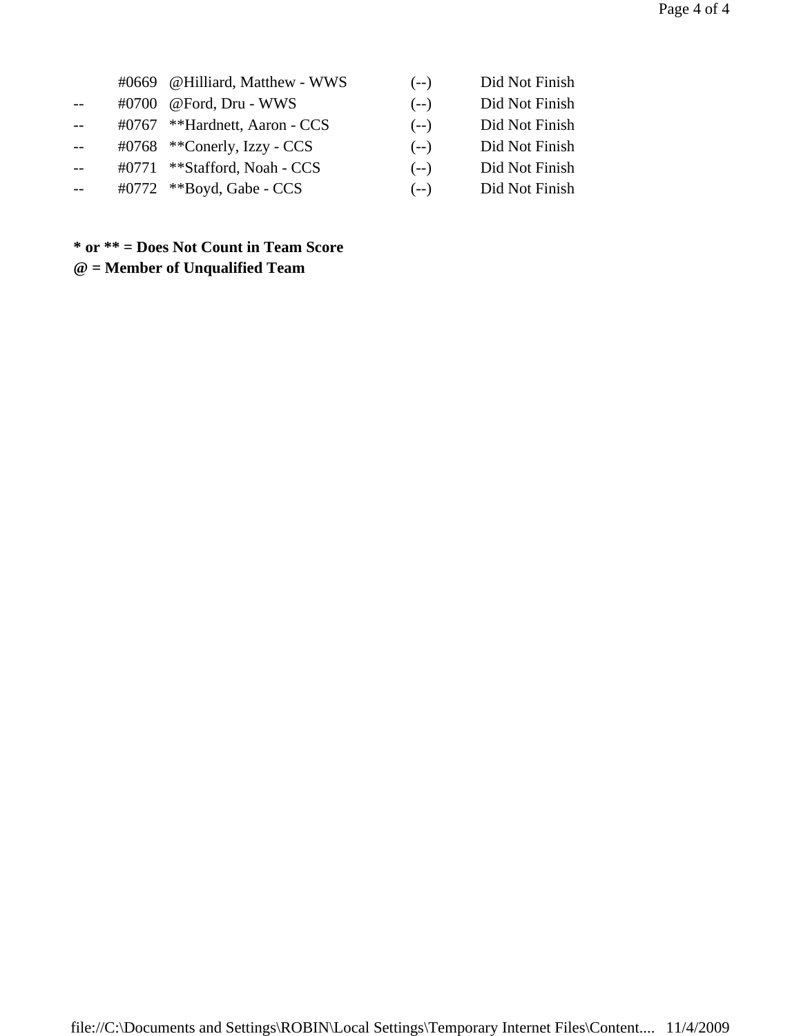| | | | | |
|---|---|---|---|---|
| | #0669 | @Hilliard, Matthew - WWS | (--) | Did Not Finish |
| -- | #0700 | @Ford, Dru - WWS | (--) | Did Not Finish |
| -- | #0767 | **Hardnett, Aaron - CCS | (--) | Did Not Finish |
| -- | #0768 | **Conerly, Izzy - CCS | (--) | Did Not Finish |
| -- | #0771 | **Stafford, Noah - CCS | (--) | Did Not Finish |
| -- | #0772 | **Boyd, Gabe - CCS | (--) | Did Not Finish |

**\* or \*\* = Does Not Count in Team Score**

**@ = Member of Unqualified Team**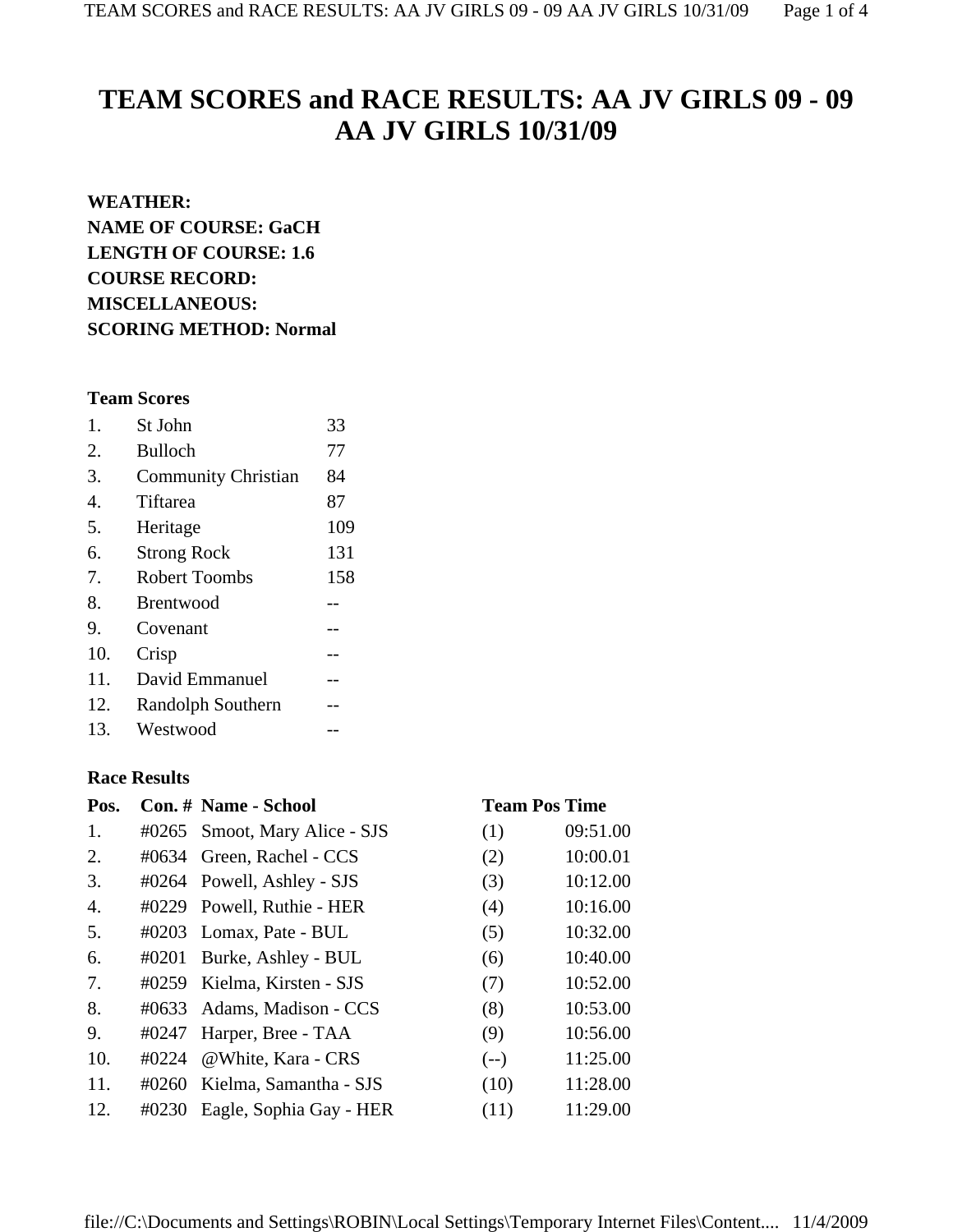# TEAM SCORES and RACE RESULTS: AA JV GIRLS 09 - 09 AA JV GIRLS 10/31/09

**WEATHER:**
**NAME OF COURSE: GaCH**
**LENGTH OF COURSE: 1.6**
**COURSE RECORD:**
**MISCELLANEOUS:**
**SCORING METHOD: Normal**

**Team Scores**

| | | |
|---|---|---|
| 1. | St John | 33 |
| 2. | Bulloch | 77 |
| 3. | Community Christian | 84 |
| 4. | Tiftarea | 87 |
| 5. | Heritage | 109 |
| 6. | Strong Rock | 131 |
| 7. | Robert Toombs | 158 |
| 8. | Brentwood | -- |
| 9. | Covenant | -- |
| 10. | Crisp | -- |
| 11. | David Emmanuel | -- |
| 12. | Randolph Southern | -- |
| 13. | Westwood | -- |

**Race Results**

| Pos. | Con. # | Name - School | Team Pos | Time |
|---|---|---|---|---|
| 1. | #0265 | Smoot, Mary Alice - SJS | (1) | 09:51.00 |
| 2. | #0634 | Green, Rachel - CCS | (2) | 10:00.01 |
| 3. | #0264 | Powell, Ashley - SJS | (3) | 10:12.00 |
| 4. | #0229 | Powell, Ruthie - HER | (4) | 10:16.00 |
| 5. | #0203 | Lomax, Pate - BUL | (5) | 10:32.00 |
| 6. | #0201 | Burke, Ashley - BUL | (6) | 10:40.00 |
| 7. | #0259 | Kielma, Kirsten - SJS | (7) | 10:52.00 |
| 8. | #0633 | Adams, Madison - CCS | (8) | 10:53.00 |
| 9. | #0247 | Harper, Bree - TAA | (9) | 10:56.00 |
| 10. | #0224 | @White, Kara - CRS | (--) | 11:25.00 |
| 11. | #0260 | Kielma, Samantha - SJS | (10) | 11:28.00 |
| 12. | #0230 | Eagle, Sophia Gay - HER | (11) | 11:29.00 |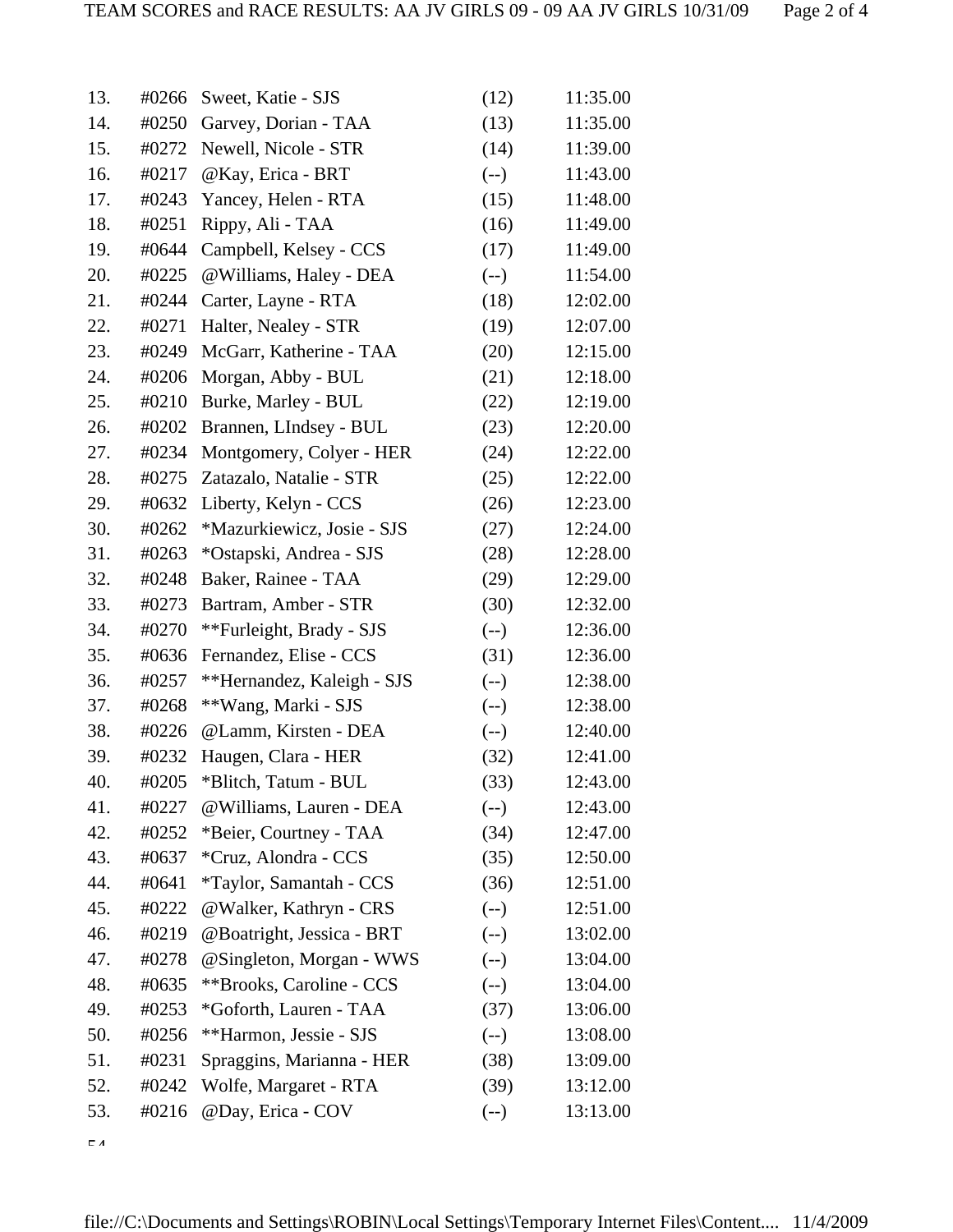| | | | | |
|---|---|---|---|---|
| 13. | #0266 | Sweet, Katie - SJS | (12) | 11:35.00 |
| 14. | #0250 | Garvey, Dorian - TAA | (13) | 11:35.00 |
| 15. | #0272 | Newell, Nicole - STR | (14) | 11:39.00 |
| 16. | #0217 | @Kay, Erica - BRT | (--) | 11:43.00 |
| 17. | #0243 | Yancey, Helen - RTA | (15) | 11:48.00 |
| 18. | #0251 | Rippy, Ali - TAA | (16) | 11:49.00 |
| 19. | #0644 | Campbell, Kelsey - CCS | (17) | 11:49.00 |
| 20. | #0225 | @Williams, Haley - DEA | (--) | 11:54.00 |
| 21. | #0244 | Carter, Layne - RTA | (18) | 12:02.00 |
| 22. | #0271 | Halter, Nealey - STR | (19) | 12:07.00 |
| 23. | #0249 | McGarr, Katherine - TAA | (20) | 12:15.00 |
| 24. | #0206 | Morgan, Abby - BUL | (21) | 12:18.00 |
| 25. | #0210 | Burke, Marley - BUL | (22) | 12:19.00 |
| 26. | #0202 | Brannen, LIndsey - BUL | (23) | 12:20.00 |
| 27. | #0234 | Montgomery, Colyer - HER | (24) | 12:22.00 |
| 28. | #0275 | Zatazalo, Natalie - STR | (25) | 12:22.00 |
| 29. | #0632 | Liberty, Kelyn - CCS | (26) | 12:23.00 |
| 30. | #0262 | *Mazurkiewicz, Josie - SJS | (27) | 12:24.00 |
| 31. | #0263 | *Ostapski, Andrea - SJS | (28) | 12:28.00 |
| 32. | #0248 | Baker, Rainee - TAA | (29) | 12:29.00 |
| 33. | #0273 | Bartram, Amber - STR | (30) | 12:32.00 |
| 34. | #0270 | **Furleight, Brady - SJS | (--) | 12:36.00 |
| 35. | #0636 | Fernandez, Elise - CCS | (31) | 12:36.00 |
| 36. | #0257 | **Hernandez, Kaleigh - SJS | (--) | 12:38.00 |
| 37. | #0268 | **Wang, Marki - SJS | (--) | 12:38.00 |
| 38. | #0226 | @Lamm, Kirsten - DEA | (--) | 12:40.00 |
| 39. | #0232 | Haugen, Clara - HER | (32) | 12:41.00 |
| 40. | #0205 | *Blitch, Tatum - BUL | (33) | 12:43.00 |
| 41. | #0227 | @Williams, Lauren - DEA | (--) | 12:43.00 |
| 42. | #0252 | *Beier, Courtney - TAA | (34) | 12:47.00 |
| 43. | #0637 | *Cruz, Alondra - CCS | (35) | 12:50.00 |
| 44. | #0641 | *Taylor, Samantah - CCS | (36) | 12:51.00 |
| 45. | #0222 | @Walker, Kathryn - CRS | (--) | 12:51.00 |
| 46. | #0219 | @Boatright, Jessica - BRT | (--) | 13:02.00 |
| 47. | #0278 | @Singleton, Morgan - WWS | (--) | 13:04.00 |
| 48. | #0635 | **Brooks, Caroline - CCS | (--) | 13:04.00 |
| 49. | #0253 | *Goforth, Lauren - TAA | (37) | 13:06.00 |
| 50. | #0256 | **Harmon, Jessie - SJS | (--) | 13:08.00 |
| 51. | #0231 | Spraggins, Marianna - HER | (38) | 13:09.00 |
| 52. | #0242 | Wolfe, Margaret - RTA | (39) | 13:12.00 |
| 53. | #0216 | @Day, Erica - COV | (--) | 13:13.00 |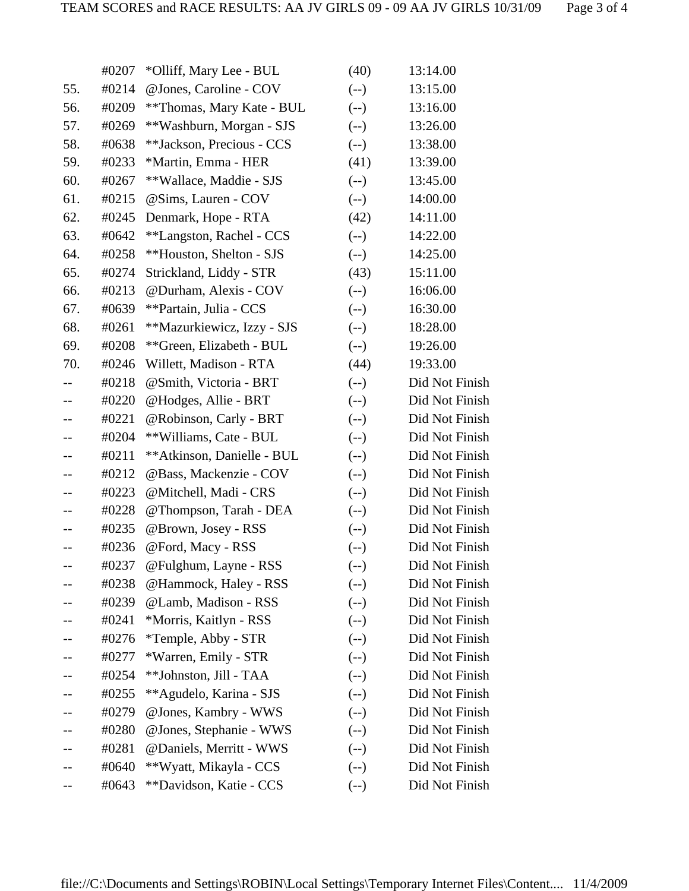| Place | Bib | Name - Team | Team Pts | Time |
|---|---|---|---|---|
| | #0207 | *Olliff, Mary Lee - BUL | (40) | 13:14.00 |
| 55. | #0214 | @Jones, Caroline - COV | (--) | 13:15.00 |
| 56. | #0209 | **Thomas, Mary Kate - BUL | (--) | 13:16.00 |
| 57. | #0269 | **Washburn, Morgan - SJS | (--) | 13:26.00 |
| 58. | #0638 | **Jackson, Precious - CCS | (--) | 13:38.00 |
| 59. | #0233 | *Martin, Emma - HER | (41) | 13:39.00 |
| 60. | #0267 | **Wallace, Maddie - SJS | (--) | 13:45.00 |
| 61. | #0215 | @Sims, Lauren - COV | (--) | 14:00.00 |
| 62. | #0245 | Denmark, Hope - RTA | (42) | 14:11.00 |
| 63. | #0642 | **Langston, Rachel - CCS | (--) | 14:22.00 |
| 64. | #0258 | **Houston, Shelton - SJS | (--) | 14:25.00 |
| 65. | #0274 | Strickland, Liddy - STR | (43) | 15:11.00 |
| 66. | #0213 | @Durham, Alexis - COV | (--) | 16:06.00 |
| 67. | #0639 | **Partain, Julia - CCS | (--) | 16:30.00 |
| 68. | #0261 | **Mazurkiewicz, Izzy - SJS | (--) | 18:28.00 |
| 69. | #0208 | **Green, Elizabeth - BUL | (--) | 19:26.00 |
| 70. | #0246 | Willett, Madison - RTA | (44) | 19:33.00 |
| -- | #0218 | @Smith, Victoria - BRT | (--) | Did Not Finish |
| -- | #0220 | @Hodges, Allie - BRT | (--) | Did Not Finish |
| -- | #0221 | @Robinson, Carly - BRT | (--) | Did Not Finish |
| -- | #0204 | **Williams, Cate - BUL | (--) | Did Not Finish |
| -- | #0211 | **Atkinson, Danielle - BUL | (--) | Did Not Finish |
| -- | #0212 | @Bass, Mackenzie - COV | (--) | Did Not Finish |
| -- | #0223 | @Mitchell, Madi - CRS | (--) | Did Not Finish |
| -- | #0228 | @Thompson, Tarah - DEA | (--) | Did Not Finish |
| -- | #0235 | @Brown, Josey - RSS | (--) | Did Not Finish |
| -- | #0236 | @Ford, Macy - RSS | (--) | Did Not Finish |
| -- | #0237 | @Fulghum, Layne - RSS | (--) | Did Not Finish |
| -- | #0238 | @Hammock, Haley - RSS | (--) | Did Not Finish |
| -- | #0239 | @Lamb, Madison - RSS | (--) | Did Not Finish |
| -- | #0241 | *Morris, Kaitlyn - RSS | (--) | Did Not Finish |
| -- | #0276 | *Temple, Abby - STR | (--) | Did Not Finish |
| -- | #0277 | *Warren, Emily - STR | (--) | Did Not Finish |
| -- | #0254 | **Johnston, Jill - TAA | (--) | Did Not Finish |
| -- | #0255 | **Agudelo, Karina - SJS | (--) | Did Not Finish |
| -- | #0279 | @Jones, Kambry - WWS | (--) | Did Not Finish |
| -- | #0280 | @Jones, Stephanie - WWS | (--) | Did Not Finish |
| -- | #0281 | @Daniels, Merritt - WWS | (--) | Did Not Finish |
| -- | #0640 | **Wyatt, Mikayla - CCS | (--) | Did Not Finish |
| -- | #0643 | **Davidson, Katie - CCS | (--) | Did Not Finish |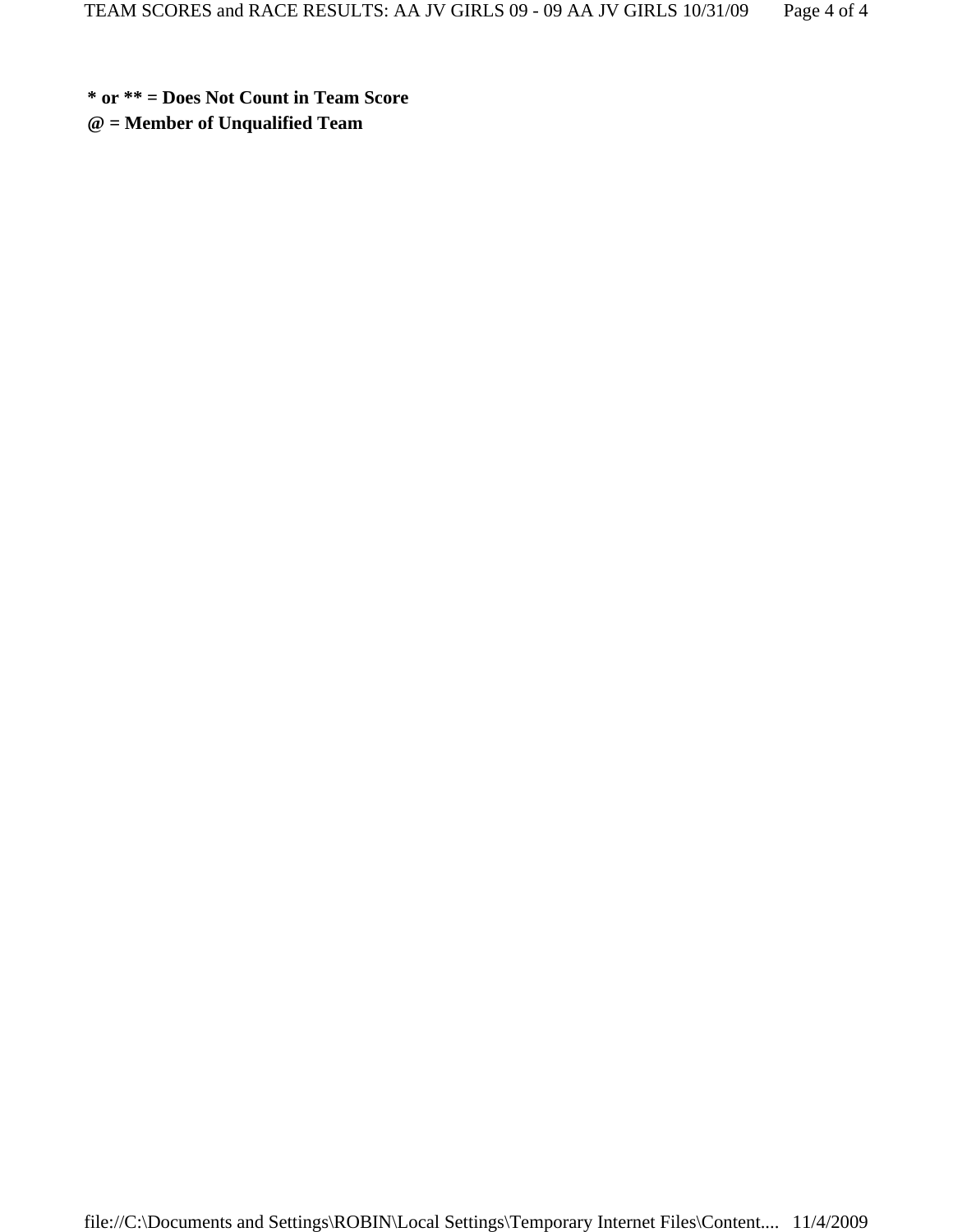**\* or \*\* = Does Not Count in Team Score**

**@ = Member of Unqualified Team**

**\* or ** = Does Not Count in Team Score**

**@ = Member of Unqualified Team**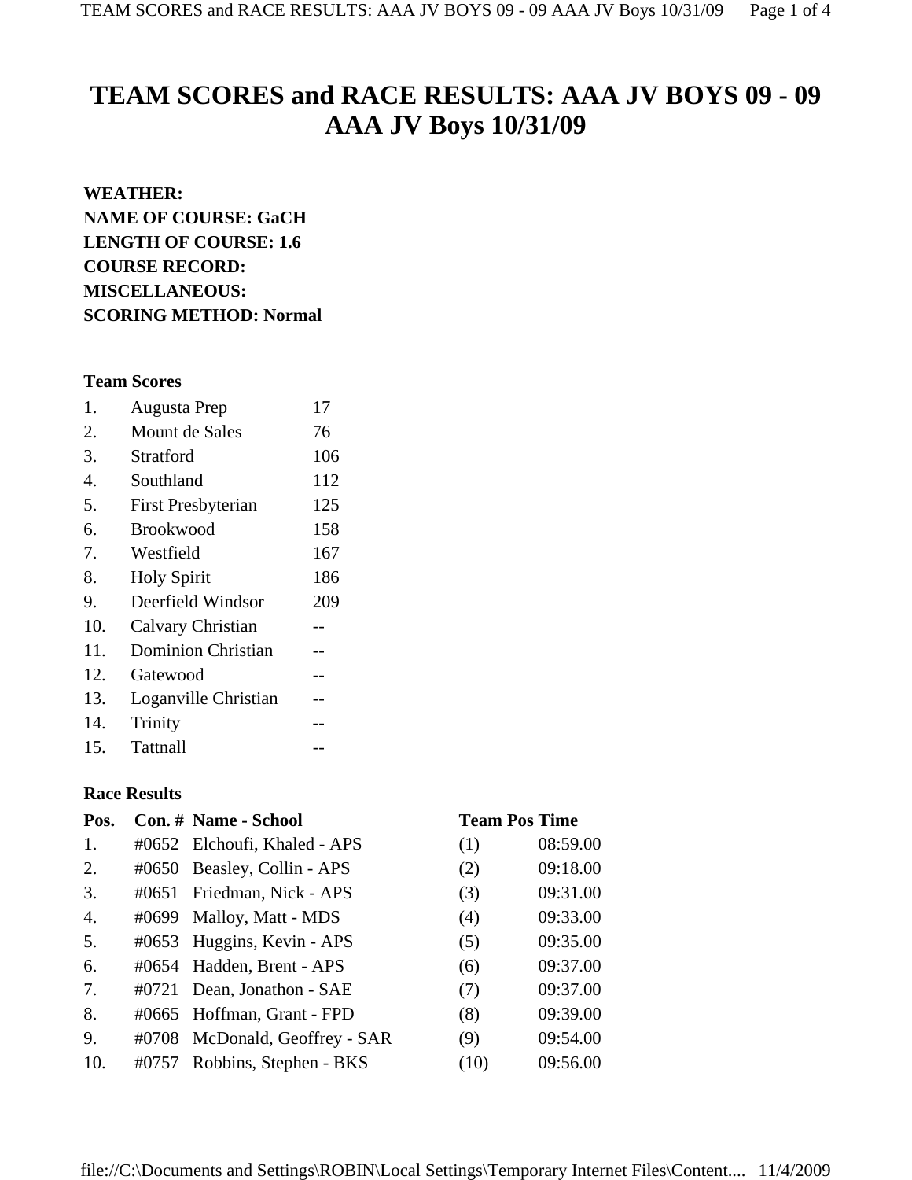# TEAM SCORES and RACE RESULTS: AAA JV BOYS 09 - 09 AAA JV Boys 10/31/09

**WEATHER:**
**NAME OF COURSE: GaCH**
**LENGTH OF COURSE: 1.6**
**COURSE RECORD:**
**MISCELLANEOUS:**
**SCORING METHOD: Normal**

### Team Scores

| | | |
|---|---|---|
| 1. | Augusta Prep | 17 |
| 2. | Mount de Sales | 76 |
| 3. | Stratford | 106 |
| 4. | Southland | 112 |
| 5. | First Presbyterian | 125 |
| 6. | Brookwood | 158 |
| 7. | Westfield | 167 |
| 8. | Holy Spirit | 186 |
| 9. | Deerfield Windsor | 209 |
| 10. | Calvary Christian | -- |
| 11. | Dominion Christian | -- |
| 12. | Gatewood | -- |
| 13. | Loganville Christian | -- |
| 14. | Trinity | -- |
| 15. | Tattnall | -- |

### Race Results

| Pos. | Con. # | Name - School | Team Pos | Time |
|---|---|---|---|---|
| 1. | #0652 | Elchoufi, Khaled - APS | (1) | 08:59.00 |
| 2. | #0650 | Beasley, Collin - APS | (2) | 09:18.00 |
| 3. | #0651 | Friedman, Nick - APS | (3) | 09:31.00 |
| 4. | #0699 | Malloy, Matt - MDS | (4) | 09:33.00 |
| 5. | #0653 | Huggins, Kevin - APS | (5) | 09:35.00 |
| 6. | #0654 | Hadden, Brent - APS | (6) | 09:37.00 |
| 7. | #0721 | Dean, Jonathon - SAE | (7) | 09:37.00 |
| 8. | #0665 | Hoffman, Grant - FPD | (8) | 09:39.00 |
| 9. | #0708 | McDonald, Geoffrey - SAR | (9) | 09:54.00 |
| 10. | #0757 | Robbins, Stephen - BKS | (10) | 09:56.00 |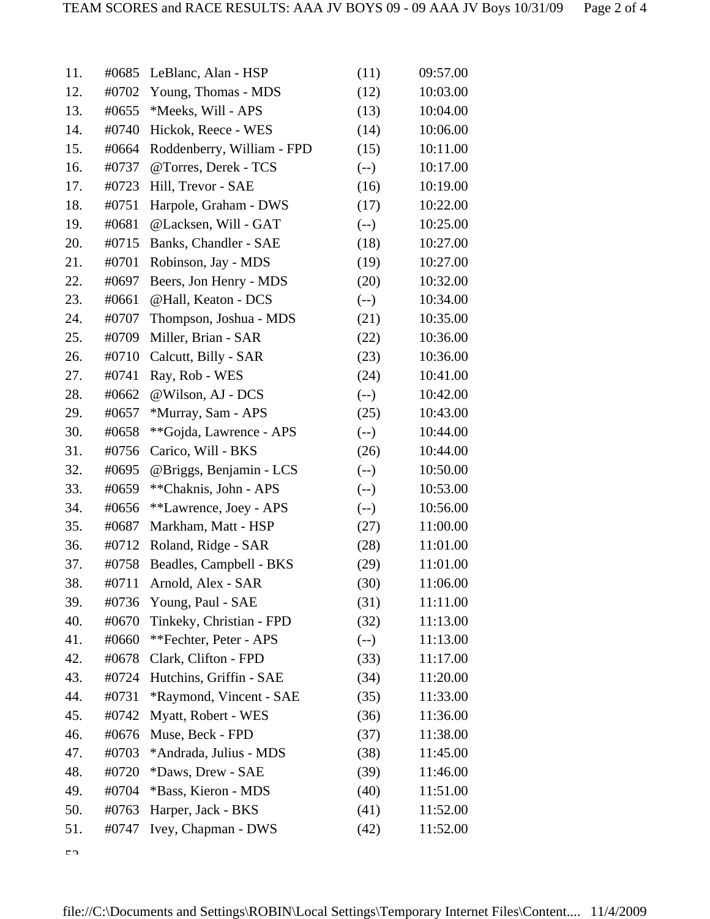| | | | | |
|---|---|---|---|---|
| 11. | #0685 | LeBlanc, Alan - HSP | (11) | 09:57.00 |
| 12. | #0702 | Young, Thomas - MDS | (12) | 10:03.00 |
| 13. | #0655 | *Meeks, Will - APS | (13) | 10:04.00 |
| 14. | #0740 | Hickok, Reece - WES | (14) | 10:06.00 |
| 15. | #0664 | Roddenberry, William - FPD | (15) | 10:11.00 |
| 16. | #0737 | @Torres, Derek - TCS | (--) | 10:17.00 |
| 17. | #0723 | Hill, Trevor - SAE | (16) | 10:19.00 |
| 18. | #0751 | Harpole, Graham - DWS | (17) | 10:22.00 |
| 19. | #0681 | @Lacksen, Will - GAT | (--) | 10:25.00 |
| 20. | #0715 | Banks, Chandler - SAE | (18) | 10:27.00 |
| 21. | #0701 | Robinson, Jay - MDS | (19) | 10:27.00 |
| 22. | #0697 | Beers, Jon Henry - MDS | (20) | 10:32.00 |
| 23. | #0661 | @Hall, Keaton - DCS | (--) | 10:34.00 |
| 24. | #0707 | Thompson, Joshua - MDS | (21) | 10:35.00 |
| 25. | #0709 | Miller, Brian - SAR | (22) | 10:36.00 |
| 26. | #0710 | Calcutt, Billy - SAR | (23) | 10:36.00 |
| 27. | #0741 | Ray, Rob - WES | (24) | 10:41.00 |
| 28. | #0662 | @Wilson, AJ - DCS | (--) | 10:42.00 |
| 29. | #0657 | *Murray, Sam - APS | (25) | 10:43.00 |
| 30. | #0658 | **Gojda, Lawrence - APS | (--) | 10:44.00 |
| 31. | #0756 | Carico, Will - BKS | (26) | 10:44.00 |
| 32. | #0695 | @Briggs, Benjamin - LCS | (--) | 10:50.00 |
| 33. | #0659 | **Chaknis, John - APS | (--) | 10:53.00 |
| 34. | #0656 | **Lawrence, Joey - APS | (--) | 10:56.00 |
| 35. | #0687 | Markham, Matt - HSP | (27) | 11:00.00 |
| 36. | #0712 | Roland, Ridge - SAR | (28) | 11:01.00 |
| 37. | #0758 | Beadles, Campbell - BKS | (29) | 11:01.00 |
| 38. | #0711 | Arnold, Alex - SAR | (30) | 11:06.00 |
| 39. | #0736 | Young, Paul - SAE | (31) | 11:11.00 |
| 40. | #0670 | Tinkeky, Christian - FPD | (32) | 11:13.00 |
| 41. | #0660 | **Fechter, Peter - APS | (--) | 11:13.00 |
| 42. | #0678 | Clark, Clifton - FPD | (33) | 11:17.00 |
| 43. | #0724 | Hutchins, Griffin - SAE | (34) | 11:20.00 |
| 44. | #0731 | *Raymond, Vincent - SAE | (35) | 11:33.00 |
| 45. | #0742 | Myatt, Robert - WES | (36) | 11:36.00 |
| 46. | #0676 | Muse, Beck - FPD | (37) | 11:38.00 |
| 47. | #0703 | *Andrada, Julius - MDS | (38) | 11:45.00 |
| 48. | #0720 | *Daws, Drew - SAE | (39) | 11:46.00 |
| 49. | #0704 | *Bass, Kieron - MDS | (40) | 11:51.00 |
| 50. | #0763 | Harper, Jack - BKS | (41) | 11:52.00 |
| 51. | #0747 | Ivey, Chapman - DWS | (42) | 11:52.00 |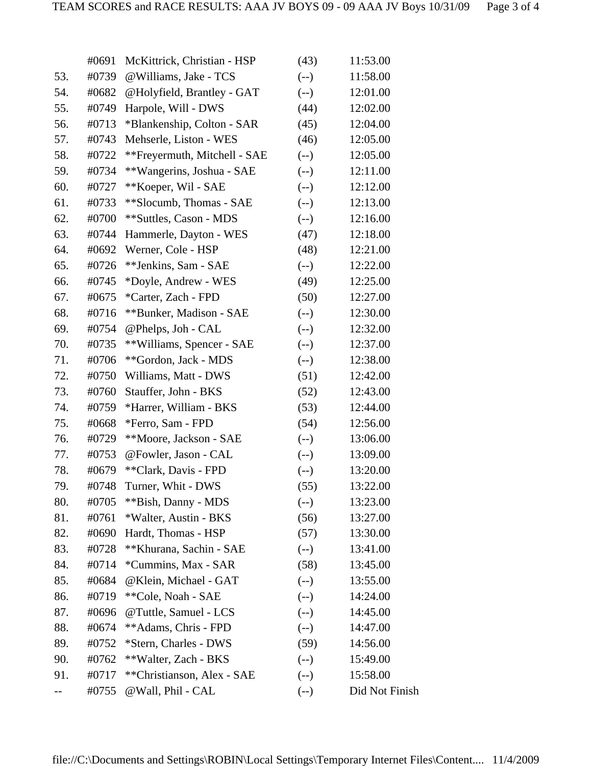| | | | | |
|---|---|---|---|---|
| | #0691 | McKittrick, Christian - HSP | (43) | 11:53.00 |
| 53. | #0739 | @Williams, Jake - TCS | (--) | 11:58.00 |
| 54. | #0682 | @Holyfield, Brantley - GAT | (--) | 12:01.00 |
| 55. | #0749 | Harpole, Will - DWS | (44) | 12:02.00 |
| 56. | #0713 | *Blankenship, Colton - SAR | (45) | 12:04.00 |
| 57. | #0743 | Mehserle, Liston - WES | (46) | 12:05.00 |
| 58. | #0722 | **Freyermuth, Mitchell - SAE | (--) | 12:05.00 |
| 59. | #0734 | **Wangerins, Joshua - SAE | (--) | 12:11.00 |
| 60. | #0727 | **Koeper, Wil - SAE | (--) | 12:12.00 |
| 61. | #0733 | **Slocumb, Thomas - SAE | (--) | 12:13.00 |
| 62. | #0700 | **Suttles, Cason - MDS | (--) | 12:16.00 |
| 63. | #0744 | Hammerle, Dayton - WES | (47) | 12:18.00 |
| 64. | #0692 | Werner, Cole - HSP | (48) | 12:21.00 |
| 65. | #0726 | **Jenkins, Sam - SAE | (--) | 12:22.00 |
| 66. | #0745 | *Doyle, Andrew - WES | (49) | 12:25.00 |
| 67. | #0675 | *Carter, Zach - FPD | (50) | 12:27.00 |
| 68. | #0716 | **Bunker, Madison - SAE | (--) | 12:30.00 |
| 69. | #0754 | @Phelps, Joh - CAL | (--) | 12:32.00 |
| 70. | #0735 | **Williams, Spencer - SAE | (--) | 12:37.00 |
| 71. | #0706 | **Gordon, Jack - MDS | (--) | 12:38.00 |
| 72. | #0750 | Williams, Matt - DWS | (51) | 12:42.00 |
| 73. | #0760 | Stauffer, John - BKS | (52) | 12:43.00 |
| 74. | #0759 | *Harrer, William - BKS | (53) | 12:44.00 |
| 75. | #0668 | *Ferro, Sam - FPD | (54) | 12:56.00 |
| 76. | #0729 | **Moore, Jackson - SAE | (--) | 13:06.00 |
| 77. | #0753 | @Fowler, Jason - CAL | (--) | 13:09.00 |
| 78. | #0679 | **Clark, Davis - FPD | (--) | 13:20.00 |
| 79. | #0748 | Turner, Whit - DWS | (55) | 13:22.00 |
| 80. | #0705 | **Bish, Danny - MDS | (--) | 13:23.00 |
| 81. | #0761 | *Walter, Austin - BKS | (56) | 13:27.00 |
| 82. | #0690 | Hardt, Thomas - HSP | (57) | 13:30.00 |
| 83. | #0728 | **Khurana, Sachin - SAE | (--) | 13:41.00 |
| 84. | #0714 | *Cummins, Max - SAR | (58) | 13:45.00 |
| 85. | #0684 | @Klein, Michael - GAT | (--) | 13:55.00 |
| 86. | #0719 | **Cole, Noah - SAE | (--) | 14:24.00 |
| 87. | #0696 | @Tuttle, Samuel - LCS | (--) | 14:45.00 |
| 88. | #0674 | **Adams, Chris - FPD | (--) | 14:47.00 |
| 89. | #0752 | *Stern, Charles - DWS | (59) | 14:56.00 |
| 90. | #0762 | **Walter, Zach - BKS | (--) | 15:49.00 |
| 91. | #0717 | **Christianson, Alex - SAE | (--) | 15:58.00 |
| -- | #0755 | @Wall, Phil - CAL | (--) | Did Not Finish |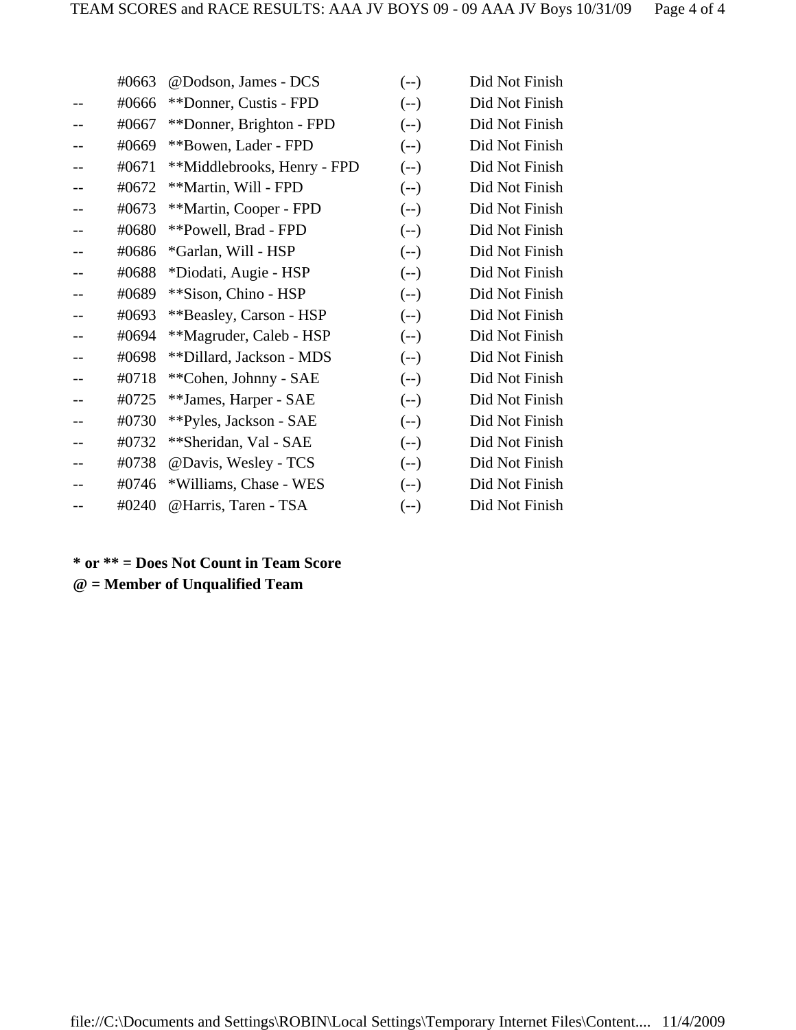| | | | | |
|---|---|---|---|---|
| | #0663 | @Dodson, James - DCS | (--) | Did Not Finish |
| -- | #0666 | **Donner, Custis - FPD | (--) | Did Not Finish |
| -- | #0667 | **Donner, Brighton - FPD | (--) | Did Not Finish |
| -- | #0669 | **Bowen, Lader - FPD | (--) | Did Not Finish |
| -- | #0671 | **Middlebrooks, Henry - FPD | (--) | Did Not Finish |
| -- | #0672 | **Martin, Will - FPD | (--) | Did Not Finish |
| -- | #0673 | **Martin, Cooper - FPD | (--) | Did Not Finish |
| -- | #0680 | **Powell, Brad - FPD | (--) | Did Not Finish |
| -- | #0686 | *Garlan, Will - HSP | (--) | Did Not Finish |
| -- | #0688 | *Diodati, Augie - HSP | (--) | Did Not Finish |
| -- | #0689 | **Sison, Chino - HSP | (--) | Did Not Finish |
| -- | #0693 | **Beasley, Carson - HSP | (--) | Did Not Finish |
| -- | #0694 | **Magruder, Caleb - HSP | (--) | Did Not Finish |
| -- | #0698 | **Dillard, Jackson - MDS | (--) | Did Not Finish |
| -- | #0718 | **Cohen, Johnny - SAE | (--) | Did Not Finish |
| -- | #0725 | **James, Harper - SAE | (--) | Did Not Finish |
| -- | #0730 | **Pyles, Jackson - SAE | (--) | Did Not Finish |
| -- | #0732 | **Sheridan, Val - SAE | (--) | Did Not Finish |
| -- | #0738 | @Davis, Wesley - TCS | (--) | Did Not Finish |
| -- | #0746 | *Williams, Chase - WES | (--) | Did Not Finish |
| -- | #0240 | @Harris, Taren - TSA | (--) | Did Not Finish |

**\* or \*\* = Does Not Count in Team Score**

**@ = Member of Unqualified Team**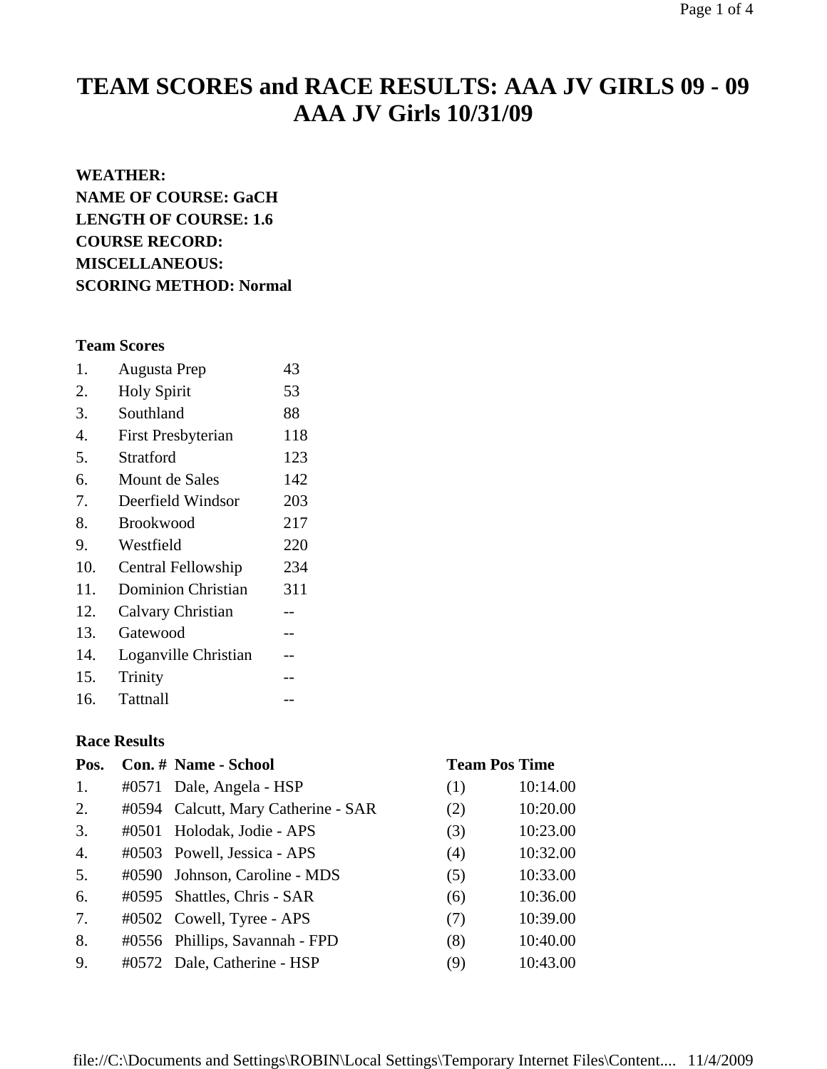# TEAM SCORES and RACE RESULTS: AAA JV GIRLS 09 - 09 AAA JV Girls 10/31/09

**WEATHER:**
**NAME OF COURSE: GaCH**
**LENGTH OF COURSE: 1.6**
**COURSE RECORD:**
**MISCELLANEOUS:**
**SCORING METHOD: Normal**

**Team Scores**

| | | |
|---|---|---|
| 1. | Augusta Prep | 43 |
| 2. | Holy Spirit | 53 |
| 3. | Southland | 88 |
| 4. | First Presbyterian | 118 |
| 5. | Stratford | 123 |
| 6. | Mount de Sales | 142 |
| 7. | Deerfield Windsor | 203 |
| 8. | Brookwood | 217 |
| 9. | Westfield | 220 |
| 10. | Central Fellowship | 234 |
| 11. | Dominion Christian | 311 |
| 12. | Calvary Christian | -- |
| 13. | Gatewood | -- |
| 14. | Loganville Christian | -- |
| 15. | Trinity | -- |
| 16. | Tattnall | -- |

**Race Results**

| Pos. | Con. # | Name - School | Team Pos | Time |
|---|---|---|---|---|
| 1. | #0571 | Dale, Angela - HSP | (1) | 10:14.00 |
| 2. | #0594 | Calcutt, Mary Catherine - SAR | (2) | 10:20.00 |
| 3. | #0501 | Holodak, Jodie - APS | (3) | 10:23.00 |
| 4. | #0503 | Powell, Jessica - APS | (4) | 10:32.00 |
| 5. | #0590 | Johnson, Caroline - MDS | (5) | 10:33.00 |
| 6. | #0595 | Shattles, Chris - SAR | (6) | 10:36.00 |
| 7. | #0502 | Cowell, Tyree - APS | (7) | 10:39.00 |
| 8. | #0556 | Phillips, Savannah - FPD | (8) | 10:40.00 |
| 9. | #0572 | Dale, Catherine - HSP | (9) | 10:43.00 |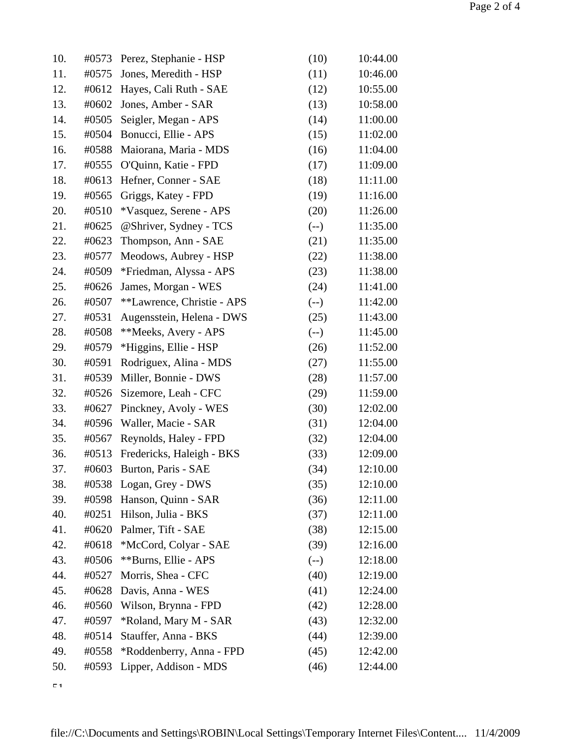| | | | | |
|---|---|---|---|---|
| 10. | #0573 | Perez, Stephanie - HSP | (10) | 10:44.00 |
| 11. | #0575 | Jones, Meredith - HSP | (11) | 10:46.00 |
| 12. | #0612 | Hayes, Cali Ruth - SAE | (12) | 10:55.00 |
| 13. | #0602 | Jones, Amber - SAR | (13) | 10:58.00 |
| 14. | #0505 | Seigler, Megan - APS | (14) | 11:00.00 |
| 15. | #0504 | Bonucci, Ellie - APS | (15) | 11:02.00 |
| 16. | #0588 | Maiorana, Maria - MDS | (16) | 11:04.00 |
| 17. | #0555 | O'Quinn, Katie - FPD | (17) | 11:09.00 |
| 18. | #0613 | Hefner, Conner - SAE | (18) | 11:11.00 |
| 19. | #0565 | Griggs, Katey - FPD | (19) | 11:16.00 |
| 20. | #0510 | *Vasquez, Serene - APS | (20) | 11:26.00 |
| 21. | #0625 | @Shriver, Sydney - TCS | (--) | 11:35.00 |
| 22. | #0623 | Thompson, Ann - SAE | (21) | 11:35.00 |
| 23. | #0577 | Meodows, Aubrey - HSP | (22) | 11:38.00 |
| 24. | #0509 | *Friedman, Alyssa - APS | (23) | 11:38.00 |
| 25. | #0626 | James, Morgan - WES | (24) | 11:41.00 |
| 26. | #0507 | **Lawrence, Christie - APS | (--) | 11:42.00 |
| 27. | #0531 | Augensstein, Helena - DWS | (25) | 11:43.00 |
| 28. | #0508 | **Meeks, Avery - APS | (--) | 11:45.00 |
| 29. | #0579 | *Higgins, Ellie - HSP | (26) | 11:52.00 |
| 30. | #0591 | Rodriguex, Alina - MDS | (27) | 11:55.00 |
| 31. | #0539 | Miller, Bonnie - DWS | (28) | 11:57.00 |
| 32. | #0526 | Sizemore, Leah - CFC | (29) | 11:59.00 |
| 33. | #0627 | Pinckney, Avoly - WES | (30) | 12:02.00 |
| 34. | #0596 | Waller, Macie - SAR | (31) | 12:04.00 |
| 35. | #0567 | Reynolds, Haley - FPD | (32) | 12:04.00 |
| 36. | #0513 | Fredericks, Haleigh - BKS | (33) | 12:09.00 |
| 37. | #0603 | Burton, Paris - SAE | (34) | 12:10.00 |
| 38. | #0538 | Logan, Grey - DWS | (35) | 12:10.00 |
| 39. | #0598 | Hanson, Quinn - SAR | (36) | 12:11.00 |
| 40. | #0251 | Hilson, Julia - BKS | (37) | 12:11.00 |
| 41. | #0620 | Palmer, Tift - SAE | (38) | 12:15.00 |
| 42. | #0618 | *McCord, Colyar - SAE | (39) | 12:16.00 |
| 43. | #0506 | **Burns, Ellie - APS | (--) | 12:18.00 |
| 44. | #0527 | Morris, Shea - CFC | (40) | 12:19.00 |
| 45. | #0628 | Davis, Anna - WES | (41) | 12:24.00 |
| 46. | #0560 | Wilson, Brynna - FPD | (42) | 12:28.00 |
| 47. | #0597 | *Roland, Mary M - SAR | (43) | 12:32.00 |
| 48. | #0514 | Stauffer, Anna - BKS | (44) | 12:39.00 |
| 49. | #0558 | *Roddenberry, Anna - FPD | (45) | 12:42.00 |
| 50. | #0593 | Lipper, Addison - MDS | (46) | 12:44.00 |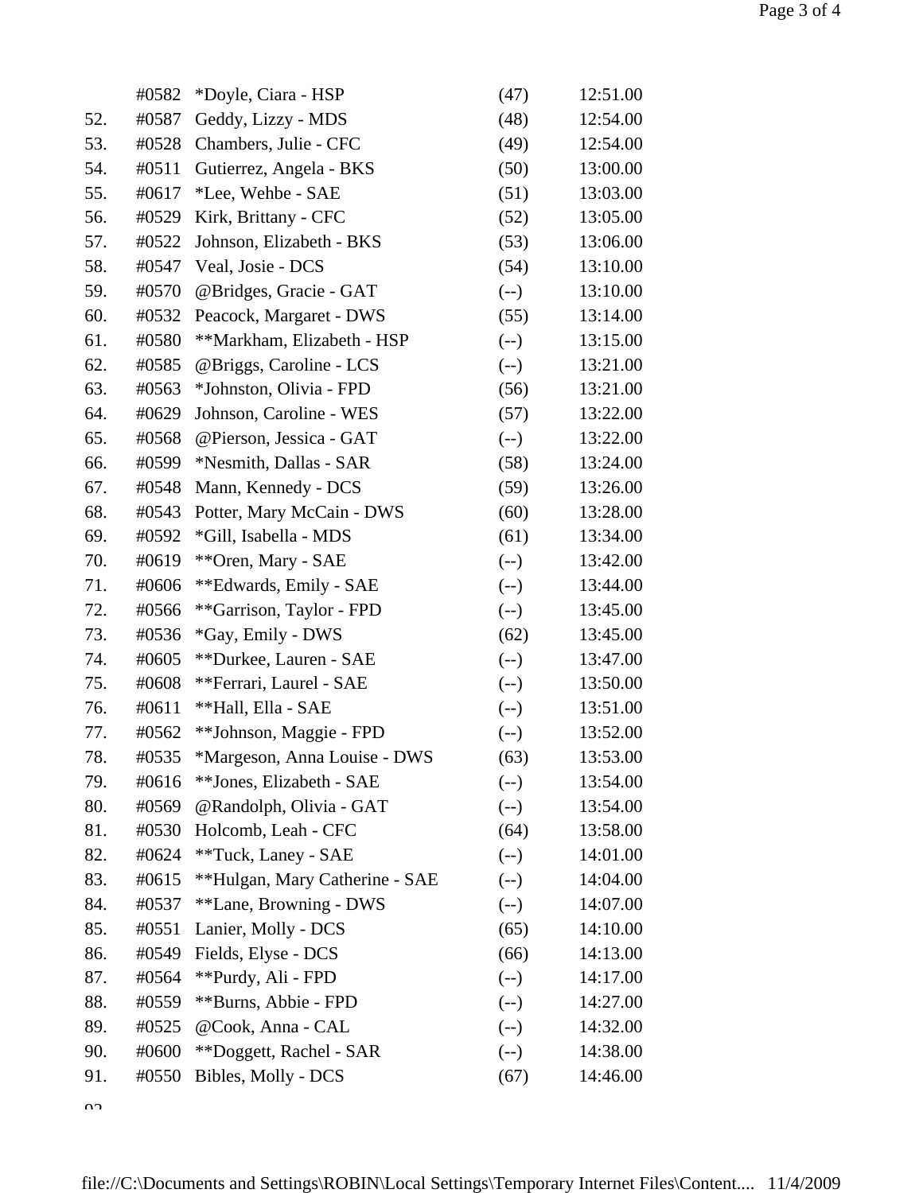| | | | | |
|---|---|---|---|---|
| | #0582 | *Doyle, Ciara - HSP | (47) | 12:51.00 |
| 52. | #0587 | Geddy, Lizzy - MDS | (48) | 12:54.00 |
| 53. | #0528 | Chambers, Julie - CFC | (49) | 12:54.00 |
| 54. | #0511 | Gutierrez, Angela - BKS | (50) | 13:00.00 |
| 55. | #0617 | *Lee, Wehbe - SAE | (51) | 13:03.00 |
| 56. | #0529 | Kirk, Brittany - CFC | (52) | 13:05.00 |
| 57. | #0522 | Johnson, Elizabeth - BKS | (53) | 13:06.00 |
| 58. | #0547 | Veal, Josie - DCS | (54) | 13:10.00 |
| 59. | #0570 | @Bridges, Gracie - GAT | (--) | 13:10.00 |
| 60. | #0532 | Peacock, Margaret - DWS | (55) | 13:14.00 |
| 61. | #0580 | **Markham, Elizabeth - HSP | (--) | 13:15.00 |
| 62. | #0585 | @Briggs, Caroline - LCS | (--) | 13:21.00 |
| 63. | #0563 | *Johnston, Olivia - FPD | (56) | 13:21.00 |
| 64. | #0629 | Johnson, Caroline - WES | (57) | 13:22.00 |
| 65. | #0568 | @Pierson, Jessica - GAT | (--) | 13:22.00 |
| 66. | #0599 | *Nesmith, Dallas - SAR | (58) | 13:24.00 |
| 67. | #0548 | Mann, Kennedy - DCS | (59) | 13:26.00 |
| 68. | #0543 | Potter, Mary McCain - DWS | (60) | 13:28.00 |
| 69. | #0592 | *Gill, Isabella - MDS | (61) | 13:34.00 |
| 70. | #0619 | **Oren, Mary - SAE | (--) | 13:42.00 |
| 71. | #0606 | **Edwards, Emily - SAE | (--) | 13:44.00 |
| 72. | #0566 | **Garrison, Taylor - FPD | (--) | 13:45.00 |
| 73. | #0536 | *Gay, Emily - DWS | (62) | 13:45.00 |
| 74. | #0605 | **Durkee, Lauren - SAE | (--) | 13:47.00 |
| 75. | #0608 | **Ferrari, Laurel - SAE | (--) | 13:50.00 |
| 76. | #0611 | **Hall, Ella - SAE | (--) | 13:51.00 |
| 77. | #0562 | **Johnson, Maggie - FPD | (--) | 13:52.00 |
| 78. | #0535 | *Margeson, Anna Louise - DWS | (63) | 13:53.00 |
| 79. | #0616 | **Jones, Elizabeth - SAE | (--) | 13:54.00 |
| 80. | #0569 | @Randolph, Olivia - GAT | (--) | 13:54.00 |
| 81. | #0530 | Holcomb, Leah - CFC | (64) | 13:58.00 |
| 82. | #0624 | **Tuck, Laney - SAE | (--) | 14:01.00 |
| 83. | #0615 | **Hulgan, Mary Catherine - SAE | (--) | 14:04.00 |
| 84. | #0537 | **Lane, Browning - DWS | (--) | 14:07.00 |
| 85. | #0551 | Lanier, Molly - DCS | (65) | 14:10.00 |
| 86. | #0549 | Fields, Elyse - DCS | (66) | 14:13.00 |
| 87. | #0564 | **Purdy, Ali - FPD | (--) | 14:17.00 |
| 88. | #0559 | **Burns, Abbie - FPD | (--) | 14:27.00 |
| 89. | #0525 | @Cook, Anna - CAL | (--) | 14:32.00 |
| 90. | #0600 | **Doggett, Rachel - SAR | (--) | 14:38.00 |
| 91. | #0550 | Bibles, Molly - DCS | (67) | 14:46.00 |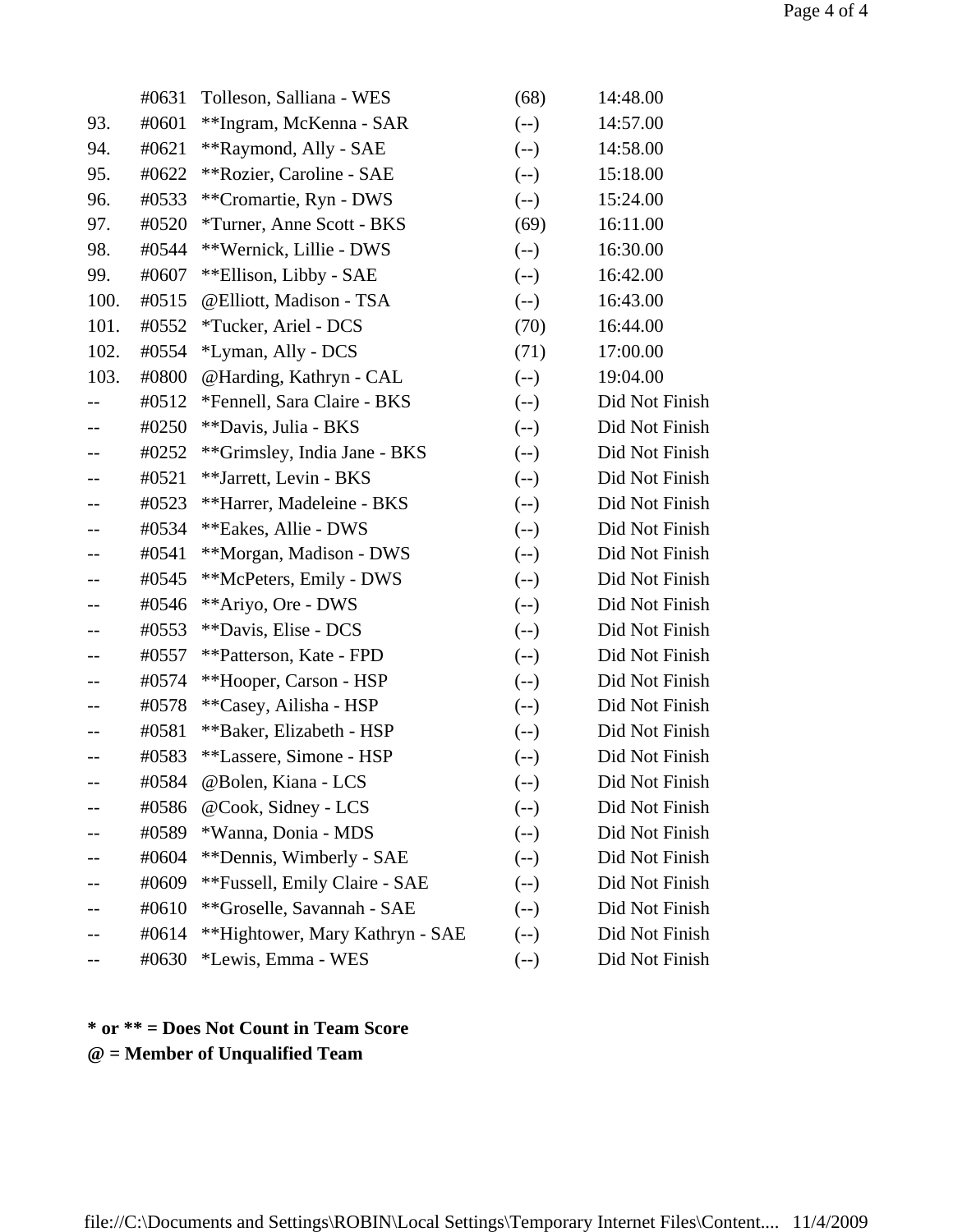| | | | | |
|---|---|---|---|---|
| | #0631 | Tolleson, Salliana - WES | (68) | 14:48.00 |
| 93. | #0601 | **Ingram, McKenna - SAR | (--) | 14:57.00 |
| 94. | #0621 | **Raymond, Ally - SAE | (--) | 14:58.00 |
| 95. | #0622 | **Rozier, Caroline - SAE | (--) | 15:18.00 |
| 96. | #0533 | **Cromartie, Ryn - DWS | (--) | 15:24.00 |
| 97. | #0520 | *Turner, Anne Scott - BKS | (69) | 16:11.00 |
| 98. | #0544 | **Wernick, Lillie - DWS | (--) | 16:30.00 |
| 99. | #0607 | **Ellison, Libby - SAE | (--) | 16:42.00 |
| 100. | #0515 | @Elliott, Madison - TSA | (--) | 16:43.00 |
| 101. | #0552 | *Tucker, Ariel - DCS | (70) | 16:44.00 |
| 102. | #0554 | *Lyman, Ally - DCS | (71) | 17:00.00 |
| 103. | #0800 | @Harding, Kathryn - CAL | (--) | 19:04.00 |
| -- | #0512 | *Fennell, Sara Claire - BKS | (--) | Did Not Finish |
| -- | #0250 | **Davis, Julia - BKS | (--) | Did Not Finish |
| -- | #0252 | **Grimsley, India Jane - BKS | (--) | Did Not Finish |
| -- | #0521 | **Jarrett, Levin - BKS | (--) | Did Not Finish |
| -- | #0523 | **Harrer, Madeleine - BKS | (--) | Did Not Finish |
| -- | #0534 | **Eakes, Allie - DWS | (--) | Did Not Finish |
| -- | #0541 | **Morgan, Madison - DWS | (--) | Did Not Finish |
| -- | #0545 | **McPeters, Emily - DWS | (--) | Did Not Finish |
| -- | #0546 | **Ariyo, Ore - DWS | (--) | Did Not Finish |
| -- | #0553 | **Davis, Elise - DCS | (--) | Did Not Finish |
| -- | #0557 | **Patterson, Kate - FPD | (--) | Did Not Finish |
| -- | #0574 | **Hooper, Carson - HSP | (--) | Did Not Finish |
| -- | #0578 | **Casey, Ailisha - HSP | (--) | Did Not Finish |
| -- | #0581 | **Baker, Elizabeth - HSP | (--) | Did Not Finish |
| -- | #0583 | **Lassere, Simone - HSP | (--) | Did Not Finish |
| -- | #0584 | @Bolen, Kiana - LCS | (--) | Did Not Finish |
| -- | #0586 | @Cook, Sidney - LCS | (--) | Did Not Finish |
| -- | #0589 | *Wanna, Donia - MDS | (--) | Did Not Finish |
| -- | #0604 | **Dennis, Wimberly - SAE | (--) | Did Not Finish |
| -- | #0609 | **Fussell, Emily Claire - SAE | (--) | Did Not Finish |
| -- | #0610 | **Groselle, Savannah - SAE | (--) | Did Not Finish |
| -- | #0614 | **Hightower, Mary Kathryn - SAE | (--) | Did Not Finish |
| -- | #0630 | *Lewis, Emma - WES | (--) | Did Not Finish |

**\* or \*\* = Does Not Count in Team Score**

**@ = Member of Unqualified Team**